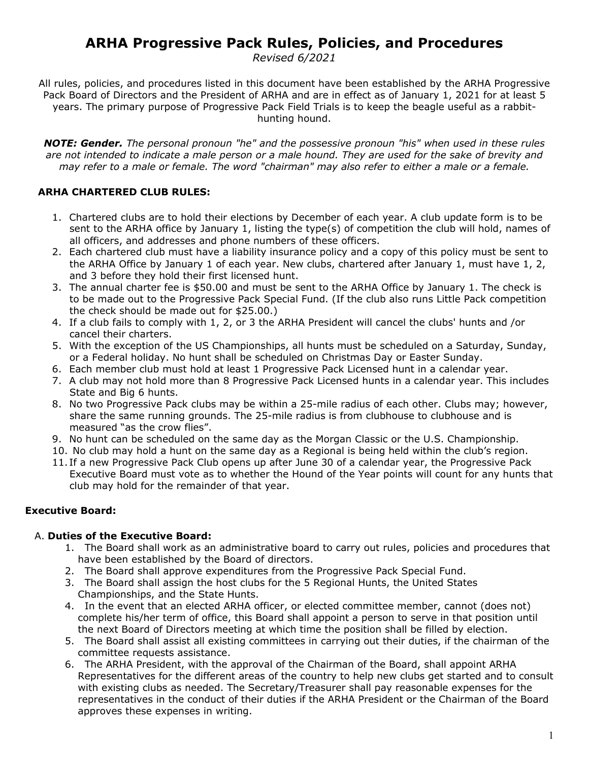# ARHA Progressive Pack Rules, Policies, and Procedures

*Revised 6/2021*

All rules, policies, and procedures listed in this document have been established by the ARHA Progressive Pack Board of Directors and the President of ARHA and are in effect as of January 1, 2021 for at least 5 years. The primary purpose of Progressive Pack Field Trials is to keep the beagle useful as a rabbit-hunting hound.

***NOTE: Gender.*** *The personal pronoun "he" and the possessive pronoun "his" when used in these rules are not intended to indicate a male person or a male hound. They are used for the sake of brevity and may refer to a male or female. The word "chairman" may also refer to either a male or a female.*

## ARHA CHARTERED CLUB RULES:

1. Chartered clubs are to hold their elections by December of each year. A club update form is to be sent to the ARHA office by January 1, listing the type(s) of competition the club will hold, names of all officers, and addresses and phone numbers of these officers.
2. Each chartered club must have a liability insurance policy and a copy of this policy must be sent to the ARHA Office by January 1 of each year. New clubs, chartered after January 1, must have 1, 2, and 3 before they hold their first licensed hunt.
3. The annual charter fee is $50.00 and must be sent to the ARHA Office by January 1. The check is to be made out to the Progressive Pack Special Fund. (If the club also runs Little Pack competition the check should be made out for $25.00.)
4. If a club fails to comply with 1, 2, or 3 the ARHA President will cancel the clubs' hunts and /or cancel their charters.
5. With the exception of the US Championships, all hunts must be scheduled on a Saturday, Sunday, or a Federal holiday. No hunt shall be scheduled on Christmas Day or Easter Sunday.
6. Each member club must hold at least 1 Progressive Pack Licensed hunt in a calendar year.
7. A club may not hold more than 8 Progressive Pack Licensed hunts in a calendar year. This includes State and Big 6 hunts.
8. No two Progressive Pack clubs may be within a 25-mile radius of each other. Clubs may; however, share the same running grounds. The 25-mile radius is from clubhouse to clubhouse and is measured "as the crow flies".
9. No hunt can be scheduled on the same day as the Morgan Classic or the U.S. Championship.
10. No club may hold a hunt on the same day as a Regional is being held within the club's region.
11. If a new Progressive Pack Club opens up after June 30 of a calendar year, the Progressive Pack Executive Board must vote as to whether the Hound of the Year points will count for any hunts that club may hold for the remainder of that year.

## Executive Board:

### A. Duties of the Executive Board:

1. The Board shall work as an administrative board to carry out rules, policies and procedures that have been established by the Board of directors.
2. The Board shall approve expenditures from the Progressive Pack Special Fund.
3. The Board shall assign the host clubs for the 5 Regional Hunts, the United States Championships, and the State Hunts.
4. In the event that an elected ARHA officer, or elected committee member, cannot (does not) complete his/her term of office, this Board shall appoint a person to serve in that position until the next Board of Directors meeting at which time the position shall be filled by election.
5. The Board shall assist all existing committees in carrying out their duties, if the chairman of the committee requests assistance.
6. The ARHA President, with the approval of the Chairman of the Board, shall appoint ARHA Representatives for the different areas of the country to help new clubs get started and to consult with existing clubs as needed. The Secretary/Treasurer shall pay reasonable expenses for the representatives in the conduct of their duties if the ARHA President or the Chairman of the Board approves these expenses in writing.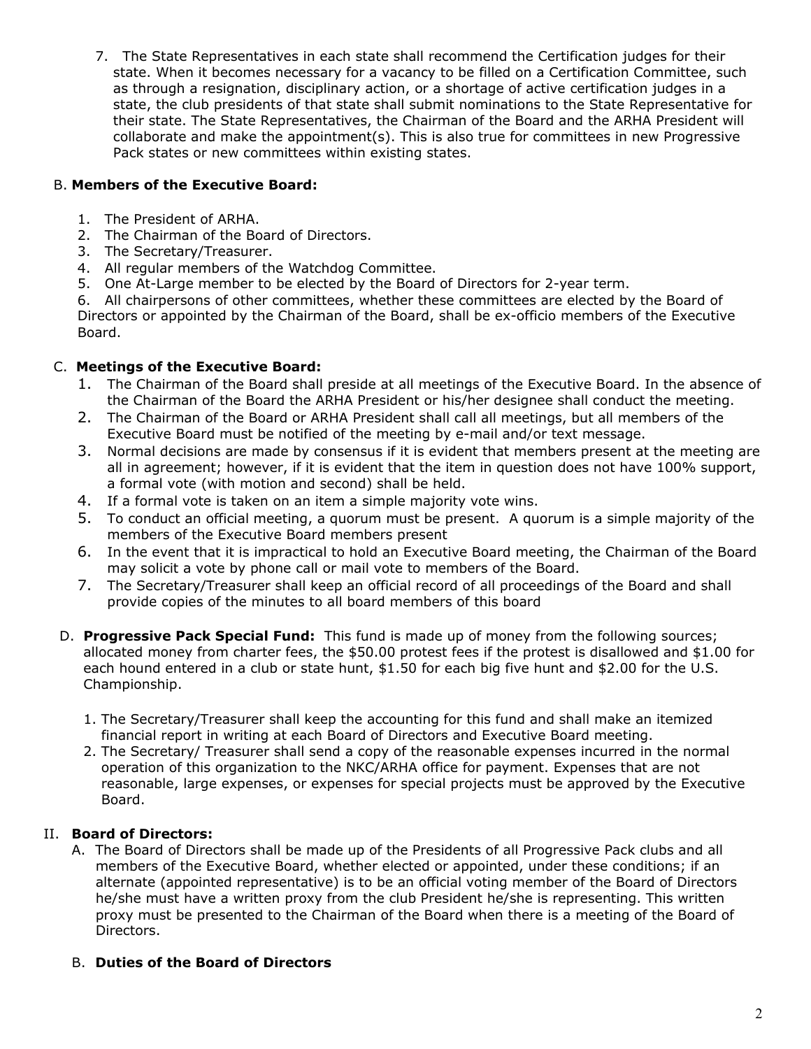7. The State Representatives in each state shall recommend the Certification judges for their state. When it becomes necessary for a vacancy to be filled on a Certification Committee, such as through a resignation, disciplinary action, or a shortage of active certification judges in a state, the club presidents of that state shall submit nominations to the State Representative for their state. The State Representatives, the Chairman of the Board and the ARHA President will collaborate and make the appointment(s). This is also true for committees in new Progressive Pack states or new committees within existing states.

B. **Members of the Executive Board:**

1. The President of ARHA.
2. The Chairman of the Board of Directors.
3. The Secretary/Treasurer.
4. All regular members of the Watchdog Committee.
5. One At-Large member to be elected by the Board of Directors for 2-year term.
6. All chairpersons of other committees, whether these committees are elected by the Board of Directors or appointed by the Chairman of the Board, shall be ex-officio members of the Executive Board.

C. **Meetings of the Executive Board:**

1. The Chairman of the Board shall preside at all meetings of the Executive Board. In the absence of the Chairman of the Board the ARHA President or his/her designee shall conduct the meeting.
2. The Chairman of the Board or ARHA President shall call all meetings, but all members of the Executive Board must be notified of the meeting by e-mail and/or text message.
3. Normal decisions are made by consensus if it is evident that members present at the meeting are all in agreement; however, if it is evident that the item in question does not have 100% support, a formal vote (with motion and second) shall be held.
4. If a formal vote is taken on an item a simple majority vote wins.
5. To conduct an official meeting, a quorum must be present. A quorum is a simple majority of the members of the Executive Board members present
6. In the event that it is impractical to hold an Executive Board meeting, the Chairman of the Board may solicit a vote by phone call or mail vote to members of the Board.
7. The Secretary/Treasurer shall keep an official record of all proceedings of the Board and shall provide copies of the minutes to all board members of this board

D. **Progressive Pack Special Fund:** This fund is made up of money from the following sources; allocated money from charter fees, the $50.00 protest fees if the protest is disallowed and $1.00 for each hound entered in a club or state hunt, $1.50 for each big five hunt and $2.00 for the U.S. Championship.

1. The Secretary/Treasurer shall keep the accounting for this fund and shall make an itemized financial report in writing at each Board of Directors and Executive Board meeting.
2. The Secretary/ Treasurer shall send a copy of the reasonable expenses incurred in the normal operation of this organization to the NKC/ARHA office for payment. Expenses that are not reasonable, large expenses, or expenses for special projects must be approved by the Executive Board.

II. **Board of Directors:**

A. The Board of Directors shall be made up of the Presidents of all Progressive Pack clubs and all members of the Executive Board, whether elected or appointed, under these conditions; if an alternate (appointed representative) is to be an official voting member of the Board of Directors he/she must have a written proxy from the club President he/she is representing. This written proxy must be presented to the Chairman of the Board when there is a meeting of the Board of Directors.

B. **Duties of the Board of Directors**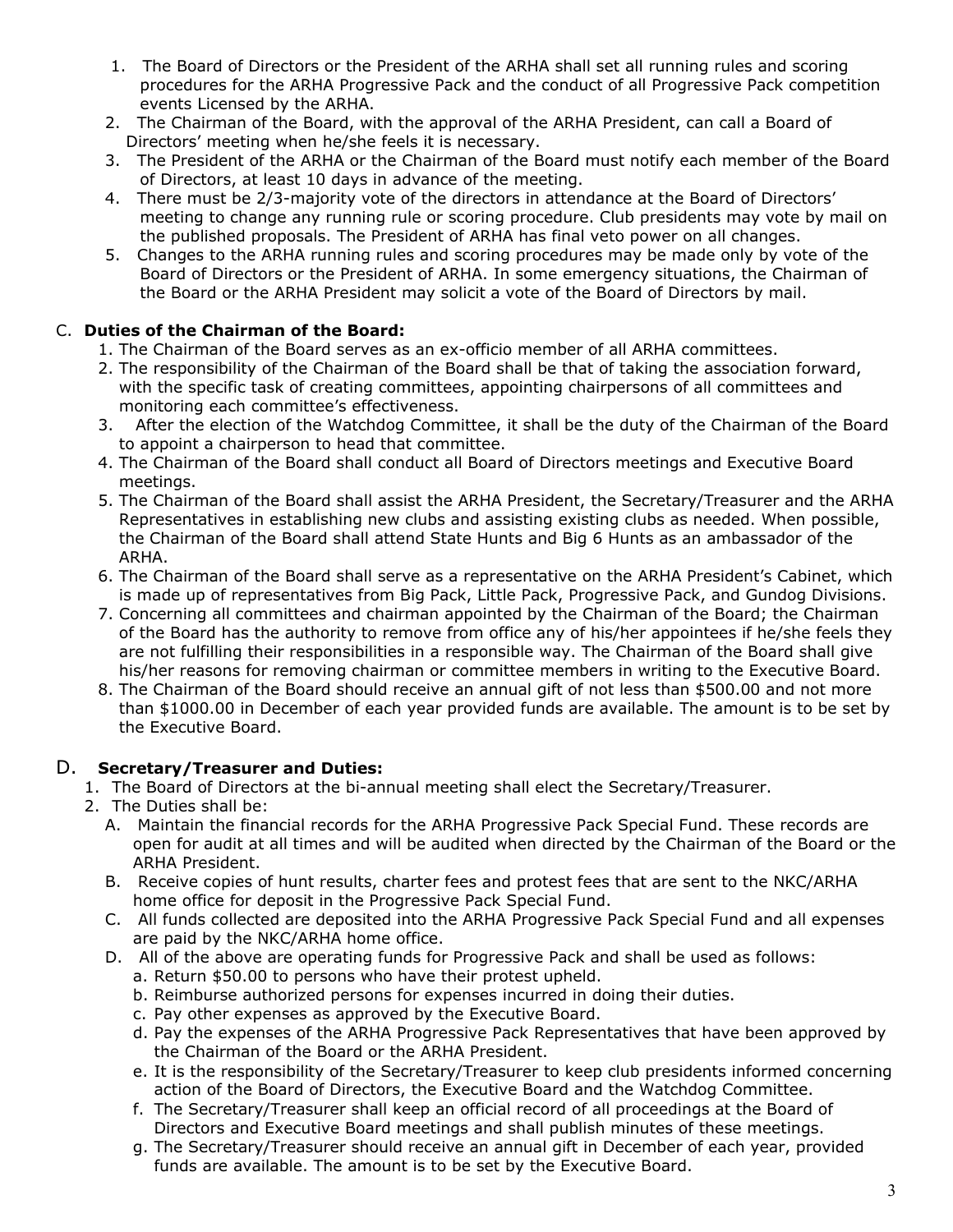1. The Board of Directors or the President of the ARHA shall set all running rules and scoring procedures for the ARHA Progressive Pack and the conduct of all Progressive Pack competition events Licensed by the ARHA.
2. The Chairman of the Board, with the approval of the ARHA President, can call a Board of Directors' meeting when he/she feels it is necessary.
3. The President of the ARHA or the Chairman of the Board must notify each member of the Board of Directors, at least 10 days in advance of the meeting.
4. There must be 2/3-majority vote of the directors in attendance at the Board of Directors' meeting to change any running rule or scoring procedure. Club presidents may vote by mail on the published proposals. The President of ARHA has final veto power on all changes.
5. Changes to the ARHA running rules and scoring procedures may be made only by vote of the Board of Directors or the President of ARHA. In some emergency situations, the Chairman of the Board or the ARHA President may solicit a vote of the Board of Directors by mail.

C. **Duties of the Chairman of the Board:**

1. The Chairman of the Board serves as an ex-officio member of all ARHA committees.
2. The responsibility of the Chairman of the Board shall be that of taking the association forward, with the specific task of creating committees, appointing chairpersons of all committees and monitoring each committee's effectiveness.
3. After the election of the Watchdog Committee, it shall be the duty of the Chairman of the Board to appoint a chairperson to head that committee.
4. The Chairman of the Board shall conduct all Board of Directors meetings and Executive Board meetings.
5. The Chairman of the Board shall assist the ARHA President, the Secretary/Treasurer and the ARHA Representatives in establishing new clubs and assisting existing clubs as needed. When possible, the Chairman of the Board shall attend State Hunts and Big 6 Hunts as an ambassador of the ARHA.
6. The Chairman of the Board shall serve as a representative on the ARHA President's Cabinet, which is made up of representatives from Big Pack, Little Pack, Progressive Pack, and Gundog Divisions.
7. Concerning all committees and chairman appointed by the Chairman of the Board; the Chairman of the Board has the authority to remove from office any of his/her appointees if he/she feels they are not fulfilling their responsibilities in a responsible way. The Chairman of the Board shall give his/her reasons for removing chairman or committee members in writing to the Executive Board.
8. The Chairman of the Board should receive an annual gift of not less than $500.00 and not more than $1000.00 in December of each year provided funds are available. The amount is to be set by the Executive Board.

D. **Secretary/Treasurer and Duties:**

1. The Board of Directors at the bi-annual meeting shall elect the Secretary/Treasurer.
2. The Duties shall be:
   A. Maintain the financial records for the ARHA Progressive Pack Special Fund. These records are open for audit at all times and will be audited when directed by the Chairman of the Board or the ARHA President.
   B. Receive copies of hunt results, charter fees and protest fees that are sent to the NKC/ARHA home office for deposit in the Progressive Pack Special Fund.
   C. All funds collected are deposited into the ARHA Progressive Pack Special Fund and all expenses are paid by the NKC/ARHA home office.
   D. All of the above are operating funds for Progressive Pack and shall be used as follows:
      a. Return $50.00 to persons who have their protest upheld.
      b. Reimburse authorized persons for expenses incurred in doing their duties.
      c. Pay other expenses as approved by the Executive Board.
      d. Pay the expenses of the ARHA Progressive Pack Representatives that have been approved by the Chairman of the Board or the ARHA President.
      e. It is the responsibility of the Secretary/Treasurer to keep club presidents informed concerning action of the Board of Directors, the Executive Board and the Watchdog Committee.
      f. The Secretary/Treasurer shall keep an official record of all proceedings at the Board of Directors and Executive Board meetings and shall publish minutes of these meetings.
      g. The Secretary/Treasurer should receive an annual gift in December of each year, provided funds are available. The amount is to be set by the Executive Board.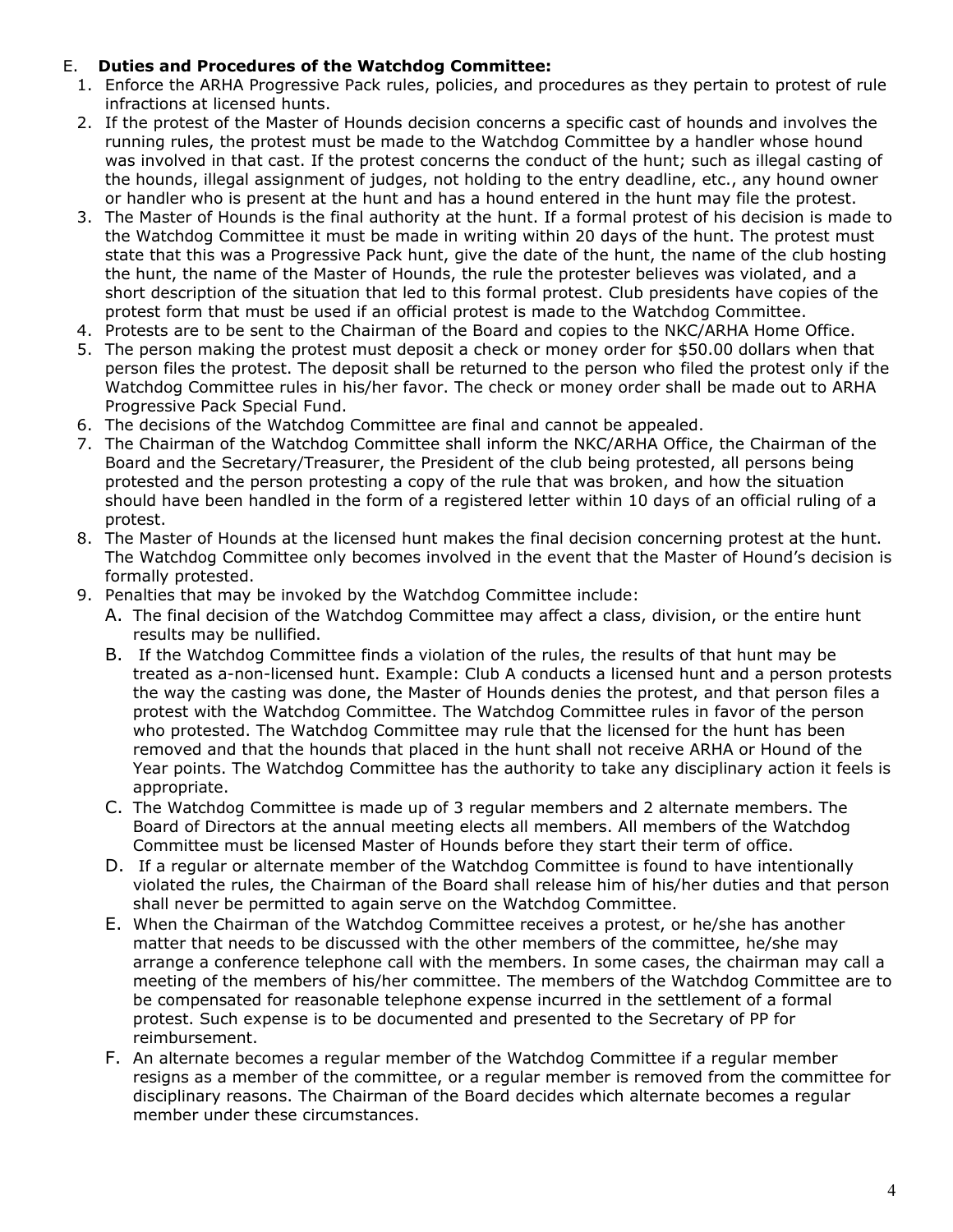E. **Duties and Procedures of the Watchdog Committee:**

1. Enforce the ARHA Progressive Pack rules, policies, and procedures as they pertain to protest of rule infractions at licensed hunts.
2. If the protest of the Master of Hounds decision concerns a specific cast of hounds and involves the running rules, the protest must be made to the Watchdog Committee by a handler whose hound was involved in that cast. If the protest concerns the conduct of the hunt; such as illegal casting of the hounds, illegal assignment of judges, not holding to the entry deadline, etc., any hound owner or handler who is present at the hunt and has a hound entered in the hunt may file the protest.
3. The Master of Hounds is the final authority at the hunt. If a formal protest of his decision is made to the Watchdog Committee it must be made in writing within 20 days of the hunt. The protest must state that this was a Progressive Pack hunt, give the date of the hunt, the name of the club hosting the hunt, the name of the Master of Hounds, the rule the protester believes was violated, and a short description of the situation that led to this formal protest. Club presidents have copies of the protest form that must be used if an official protest is made to the Watchdog Committee.
4. Protests are to be sent to the Chairman of the Board and copies to the NKC/ARHA Home Office.
5. The person making the protest must deposit a check or money order for $50.00 dollars when that person files the protest. The deposit shall be returned to the person who filed the protest only if the Watchdog Committee rules in his/her favor. The check or money order shall be made out to ARHA Progressive Pack Special Fund.
6. The decisions of the Watchdog Committee are final and cannot be appealed.
7. The Chairman of the Watchdog Committee shall inform the NKC/ARHA Office, the Chairman of the Board and the Secretary/Treasurer, the President of the club being protested, all persons being protested and the person protesting a copy of the rule that was broken, and how the situation should have been handled in the form of a registered letter within 10 days of an official ruling of a protest.
8. The Master of Hounds at the licensed hunt makes the final decision concerning protest at the hunt. The Watchdog Committee only becomes involved in the event that the Master of Hound's decision is formally protested.
9. Penalties that may be invoked by the Watchdog Committee include:
   A. The final decision of the Watchdog Committee may affect a class, division, or the entire hunt results may be nullified.
   B. If the Watchdog Committee finds a violation of the rules, the results of that hunt may be treated as a-non-licensed hunt. Example: Club A conducts a licensed hunt and a person protests the way the casting was done, the Master of Hounds denies the protest, and that person files a protest with the Watchdog Committee. The Watchdog Committee rules in favor of the person who protested. The Watchdog Committee may rule that the licensed for the hunt has been removed and that the hounds that placed in the hunt shall not receive ARHA or Hound of the Year points. The Watchdog Committee has the authority to take any disciplinary action it feels is appropriate.
   C. The Watchdog Committee is made up of 3 regular members and 2 alternate members. The Board of Directors at the annual meeting elects all members. All members of the Watchdog Committee must be licensed Master of Hounds before they start their term of office.
   D. If a regular or alternate member of the Watchdog Committee is found to have intentionally violated the rules, the Chairman of the Board shall release him of his/her duties and that person shall never be permitted to again serve on the Watchdog Committee.
   E. When the Chairman of the Watchdog Committee receives a protest, or he/she has another matter that needs to be discussed with the other members of the committee, he/she may arrange a conference telephone call with the members. In some cases, the chairman may call a meeting of the members of his/her committee. The members of the Watchdog Committee are to be compensated for reasonable telephone expense incurred in the settlement of a formal protest. Such expense is to be documented and presented to the Secretary of PP for reimbursement.
   F. An alternate becomes a regular member of the Watchdog Committee if a regular member resigns as a member of the committee, or a regular member is removed from the committee for disciplinary reasons. The Chairman of the Board decides which alternate becomes a regular member under these circumstances.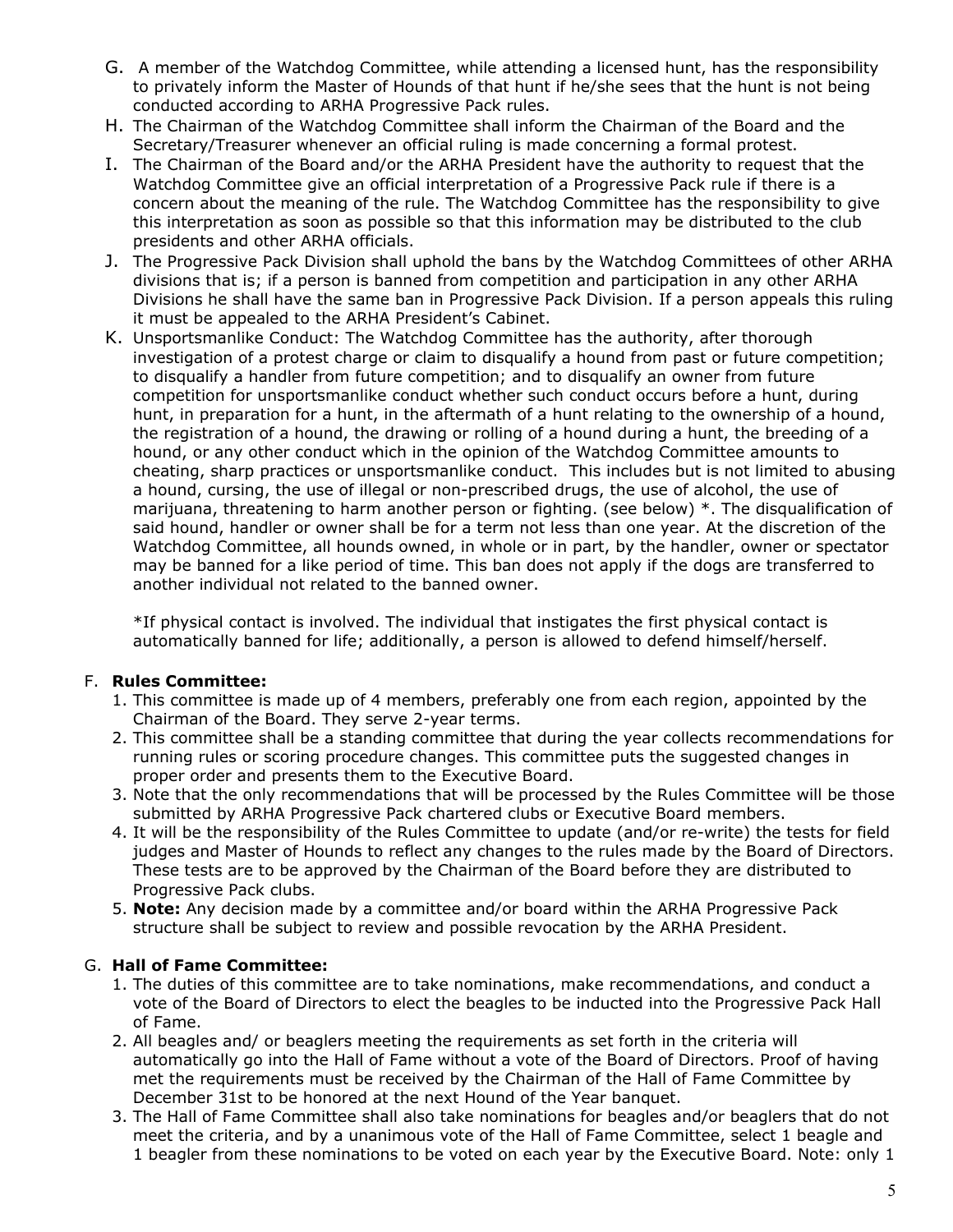G. A member of the Watchdog Committee, while attending a licensed hunt, has the responsibility to privately inform the Master of Hounds of that hunt if he/she sees that the hunt is not being conducted according to ARHA Progressive Pack rules.

H. The Chairman of the Watchdog Committee shall inform the Chairman of the Board and the Secretary/Treasurer whenever an official ruling is made concerning a formal protest.

I. The Chairman of the Board and/or the ARHA President have the authority to request that the Watchdog Committee give an official interpretation of a Progressive Pack rule if there is a concern about the meaning of the rule. The Watchdog Committee has the responsibility to give this interpretation as soon as possible so that this information may be distributed to the club presidents and other ARHA officials.

J. The Progressive Pack Division shall uphold the bans by the Watchdog Committees of other ARHA divisions that is; if a person is banned from competition and participation in any other ARHA Divisions he shall have the same ban in Progressive Pack Division. If a person appeals this ruling it must be appealed to the ARHA President's Cabinet.

K. Unsportsmanlike Conduct: The Watchdog Committee has the authority, after thorough investigation of a protest charge or claim to disqualify a hound from past or future competition; to disqualify a handler from future competition; and to disqualify an owner from future competition for unsportsmanlike conduct whether such conduct occurs before a hunt, during hunt, in preparation for a hunt, in the aftermath of a hunt relating to the ownership of a hound, the registration of a hound, the drawing or rolling of a hound during a hunt, the breeding of a hound, or any other conduct which in the opinion of the Watchdog Committee amounts to cheating, sharp practices or unsportsmanlike conduct. This includes but is not limited to abusing a hound, cursing, the use of illegal or non-prescribed drugs, the use of alcohol, the use of marijuana, threatening to harm another person or fighting. (see below) *. The disqualification of said hound, handler or owner shall be for a term not less than one year. At the discretion of the Watchdog Committee, all hounds owned, in whole or in part, by the handler, owner or spectator may be banned for a like period of time. This ban does not apply if the dogs are transferred to another individual not related to the banned owner.

*If physical contact is involved. The individual that instigates the first physical contact is automatically banned for life; additionally, a person is allowed to defend himself/herself.

F. **Rules Committee:**

1. This committee is made up of 4 members, preferably one from each region, appointed by the Chairman of the Board. They serve 2-year terms.
2. This committee shall be a standing committee that during the year collects recommendations for running rules or scoring procedure changes. This committee puts the suggested changes in proper order and presents them to the Executive Board.
3. Note that the only recommendations that will be processed by the Rules Committee will be those submitted by ARHA Progressive Pack chartered clubs or Executive Board members.
4. It will be the responsibility of the Rules Committee to update (and/or re-write) the tests for field judges and Master of Hounds to reflect any changes to the rules made by the Board of Directors. These tests are to be approved by the Chairman of the Board before they are distributed to Progressive Pack clubs.
5. **Note:** Any decision made by a committee and/or board within the ARHA Progressive Pack structure shall be subject to review and possible revocation by the ARHA President.

G. **Hall of Fame Committee:**

1. The duties of this committee are to take nominations, make recommendations, and conduct a vote of the Board of Directors to elect the beagles to be inducted into the Progressive Pack Hall of Fame.
2. All beagles and/ or beaglers meeting the requirements as set forth in the criteria will automatically go into the Hall of Fame without a vote of the Board of Directors. Proof of having met the requirements must be received by the Chairman of the Hall of Fame Committee by December 31st to be honored at the next Hound of the Year banquet.
3. The Hall of Fame Committee shall also take nominations for beagles and/or beaglers that do not meet the criteria, and by a unanimous vote of the Hall of Fame Committee, select 1 beagle and 1 beagler from these nominations to be voted on each year by the Executive Board. Note: only 1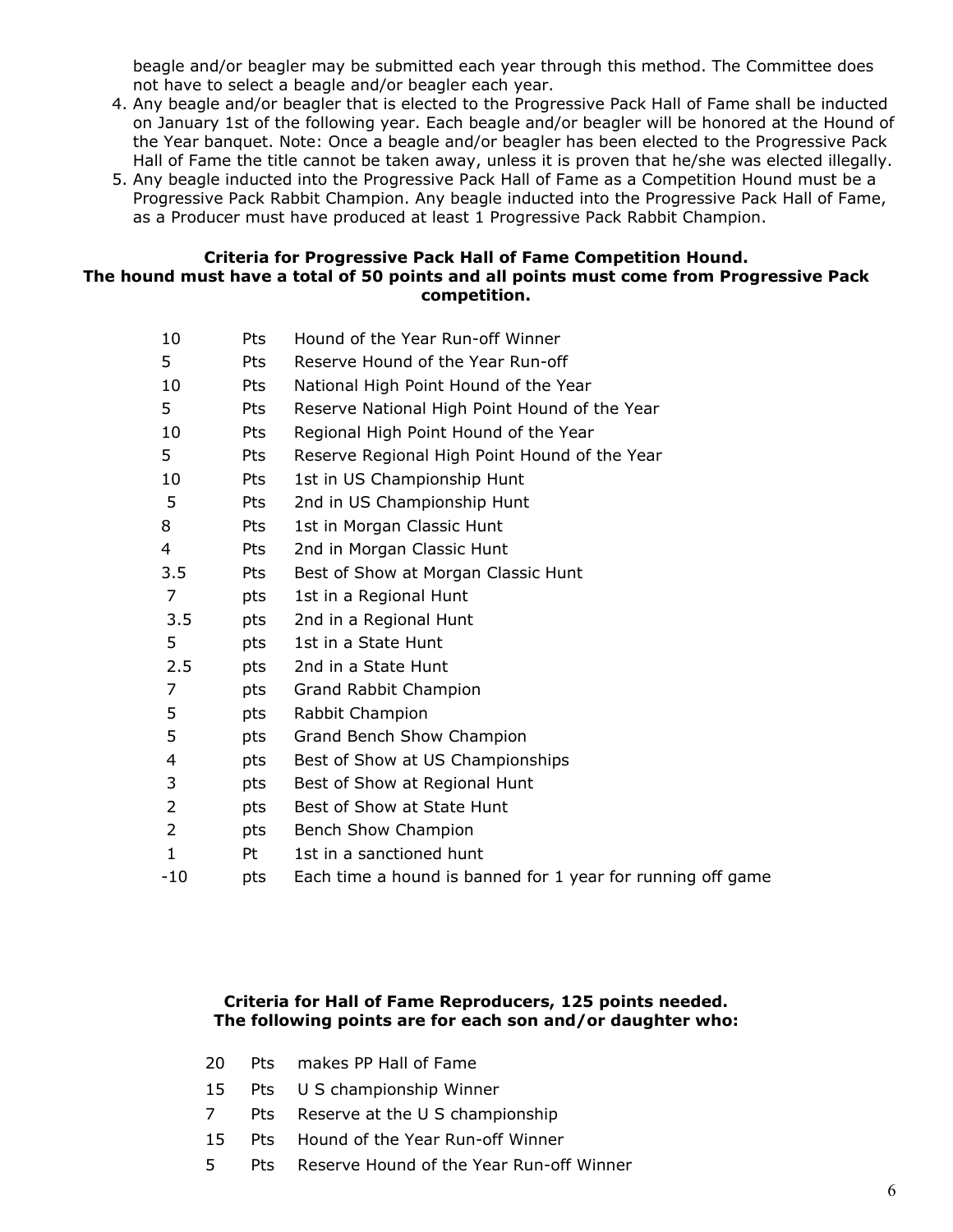beagle and/or beagler may be submitted each year through this method. The Committee does not have to select a beagle and/or beagler each year.

4. Any beagle and/or beagler that is elected to the Progressive Pack Hall of Fame shall be inducted on January 1st of the following year. Each beagle and/or beagler will be honored at the Hound of the Year banquet. Note: Once a beagle and/or beagler has been elected to the Progressive Pack Hall of Fame the title cannot be taken away, unless it is proven that he/she was elected illegally.
5. Any beagle inducted into the Progressive Pack Hall of Fame as a Competition Hound must be a Progressive Pack Rabbit Champion. Any beagle inducted into the Progressive Pack Hall of Fame, as a Producer must have produced at least 1 Progressive Pack Rabbit Champion.

**Criteria for Progressive Pack Hall of Fame Competition Hound.**
**The hound must have a total of 50 points and all points must come from Progressive Pack competition.**

| | | |
|---|---|---|
| 10 | Pts | Hound of the Year Run-off Winner |
| 5 | Pts | Reserve Hound of the Year Run-off |
| 10 | Pts | National High Point Hound of the Year |
| 5 | Pts | Reserve National High Point Hound of the Year |
| 10 | Pts | Regional High Point Hound of the Year |
| 5 | Pts | Reserve Regional High Point Hound of the Year |
| 10 | Pts | 1st in US Championship Hunt |
| 5 | Pts | 2nd in US Championship Hunt |
| 8 | Pts | 1st in Morgan Classic Hunt |
| 4 | Pts | 2nd in Morgan Classic Hunt |
| 3.5 | Pts | Best of Show at Morgan Classic Hunt |
| 7 | pts | 1st in a Regional Hunt |
| 3.5 | pts | 2nd in a Regional Hunt |
| 5 | pts | 1st in a State Hunt |
| 2.5 | pts | 2nd in a State Hunt |
| 7 | pts | Grand Rabbit Champion |
| 5 | pts | Rabbit Champion |
| 5 | pts | Grand Bench Show Champion |
| 4 | pts | Best of Show at US Championships |
| 3 | pts | Best of Show at Regional Hunt |
| 2 | pts | Best of Show at State Hunt |
| 2 | pts | Bench Show Champion |
| 1 | Pt | 1st in a sanctioned hunt |
| -10 | pts | Each time a hound is banned for 1 year for running off game |

**Criteria for Hall of Fame Reproducers, 125 points needed.**
**The following points are for each son and/or daughter who:**

| | | |
|---|---|---|
| 20 | Pts | makes PP Hall of Fame |
| 15 | Pts | U S championship Winner |
| 7 | Pts | Reserve at the U S championship |
| 15 | Pts | Hound of the Year Run-off Winner |
| 5 | Pts | Reserve Hound of the Year Run-off Winner |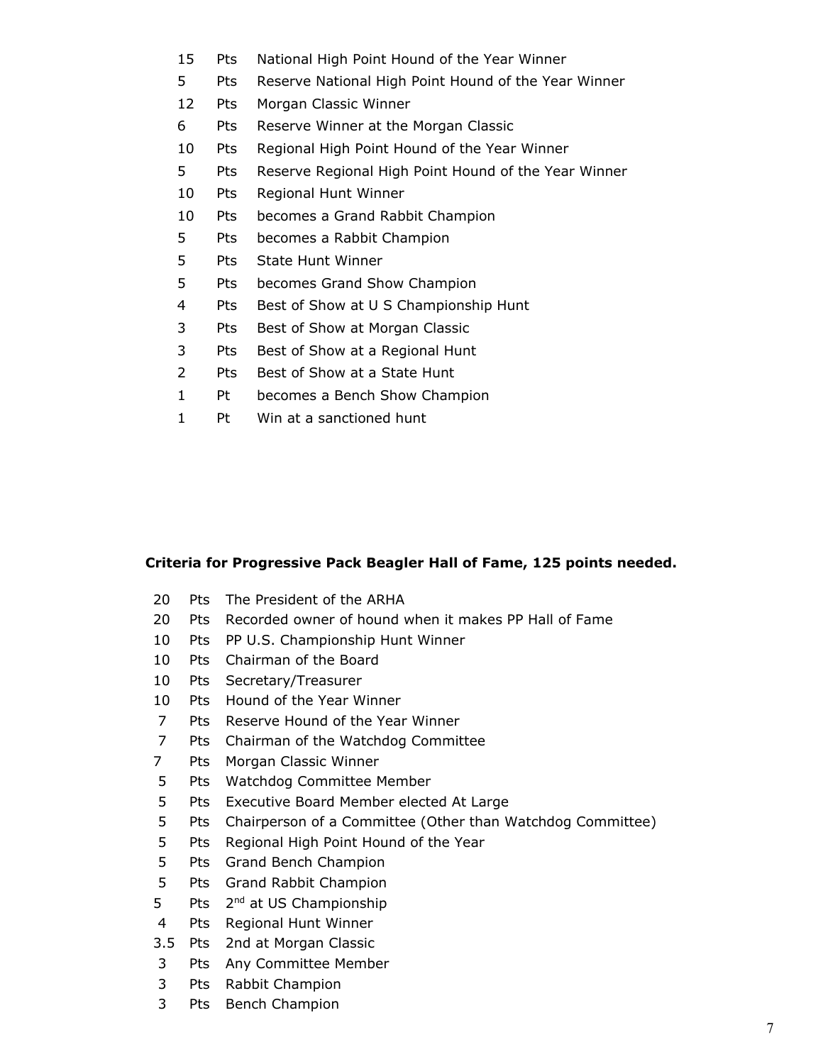15 Pts National High Point Hound of the Year Winner
5 Pts Reserve National High Point Hound of the Year Winner
12 Pts Morgan Classic Winner
6 Pts Reserve Winner at the Morgan Classic
10 Pts Regional High Point Hound of the Year Winner
5 Pts Reserve Regional High Point Hound of the Year Winner
10 Pts Regional Hunt Winner
10 Pts becomes a Grand Rabbit Champion
5 Pts becomes a Rabbit Champion
5 Pts State Hunt Winner
5 Pts becomes Grand Show Champion
4 Pts Best of Show at U S Championship Hunt
3 Pts Best of Show at Morgan Classic
3 Pts Best of Show at a Regional Hunt
2 Pts Best of Show at a State Hunt
1 Pt becomes a Bench Show Champion
1 Pt Win at a sanctioned hunt

**Criteria for Progressive Pack Beagler Hall of Fame, 125 points needed.**

20 Pts The President of the ARHA
20 Pts Recorded owner of hound when it makes PP Hall of Fame
10 Pts PP U.S. Championship Hunt Winner
10 Pts Chairman of the Board
10 Pts Secretary/Treasurer
10 Pts Hound of the Year Winner
7 Pts Reserve Hound of the Year Winner
7 Pts Chairman of the Watchdog Committee
7 Pts Morgan Classic Winner
5 Pts Watchdog Committee Member
5 Pts Executive Board Member elected At Large
5 Pts Chairperson of a Committee (Other than Watchdog Committee)
5 Pts Regional High Point Hound of the Year
5 Pts Grand Bench Champion
5 Pts Grand Rabbit Champion
5 Pts 2nd at US Championship
4 Pts Regional Hunt Winner
3.5 Pts 2nd at Morgan Classic
3 Pts Any Committee Member
3 Pts Rabbit Champion
3 Pts Bench Champion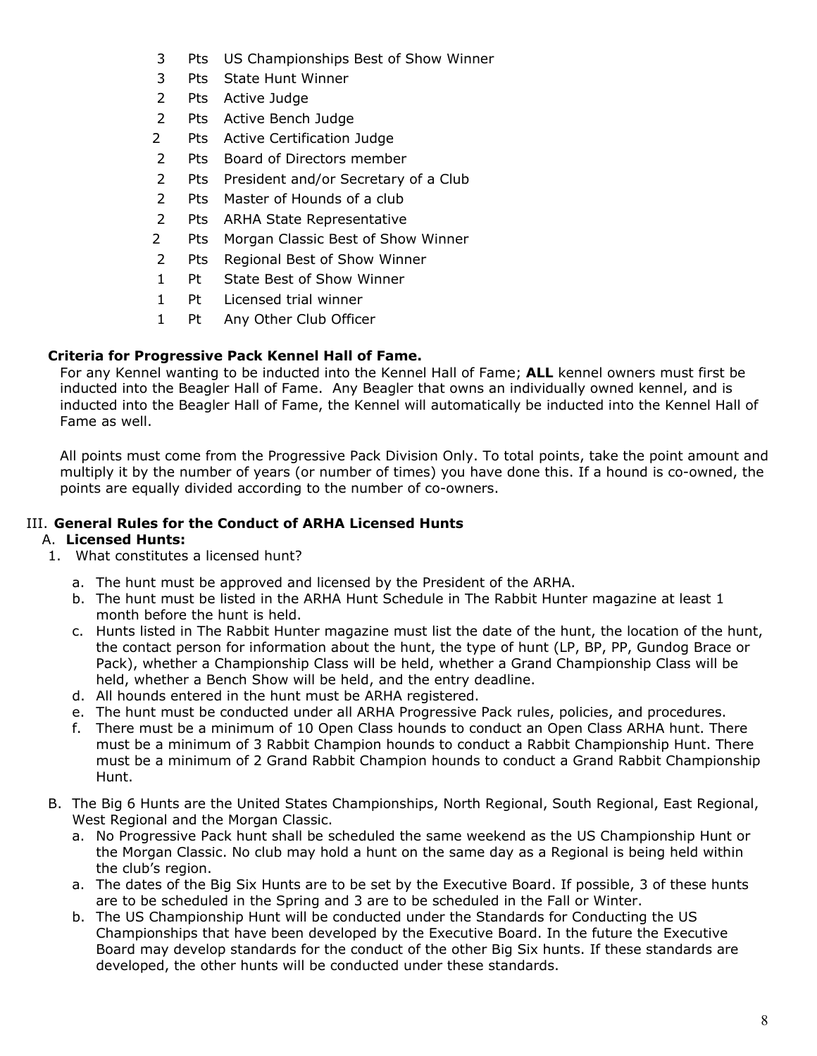- 3 Pts US Championships Best of Show Winner
- 3 Pts State Hunt Winner
- 2 Pts Active Judge
- 2 Pts Active Bench Judge
- 2 Pts Active Certification Judge
- 2 Pts Board of Directors member
- 2 Pts President and/or Secretary of a Club
- 2 Pts Master of Hounds of a club
- 2 Pts ARHA State Representative
- 2 Pts Morgan Classic Best of Show Winner
- 2 Pts Regional Best of Show Winner
- 1 Pt State Best of Show Winner
- 1 Pt Licensed trial winner
- 1 Pt Any Other Club Officer

**Criteria for Progressive Pack Kennel Hall of Fame.**

For any Kennel wanting to be inducted into the Kennel Hall of Fame; **ALL** kennel owners must first be inducted into the Beagler Hall of Fame. Any Beagler that owns an individually owned kennel, and is inducted into the Beagler Hall of Fame, the Kennel will automatically be inducted into the Kennel Hall of Fame as well.

All points must come from the Progressive Pack Division Only. To total points, take the point amount and multiply it by the number of years (or number of times) you have done this. If a hound is co-owned, the points are equally divided according to the number of co-owners.

## III. General Rules for the Conduct of ARHA Licensed Hunts

### A. Licensed Hunts:

1. What constitutes a licensed hunt?

   a. The hunt must be approved and licensed by the President of the ARHA.

   b. The hunt must be listed in the ARHA Hunt Schedule in The Rabbit Hunter magazine at least 1 month before the hunt is held.

   c. Hunts listed in The Rabbit Hunter magazine must list the date of the hunt, the location of the hunt, the contact person for information about the hunt, the type of hunt (LP, BP, PP, Gundog Brace or Pack), whether a Championship Class will be held, whether a Grand Championship Class will be held, whether a Bench Show will be held, and the entry deadline.

   d. All hounds entered in the hunt must be ARHA registered.

   e. The hunt must be conducted under all ARHA Progressive Pack rules, policies, and procedures.

   f. There must be a minimum of 10 Open Class hounds to conduct an Open Class ARHA hunt. There must be a minimum of 3 Rabbit Champion hounds to conduct a Rabbit Championship Hunt. There must be a minimum of 2 Grand Rabbit Champion hounds to conduct a Grand Rabbit Championship Hunt.

B. The Big 6 Hunts are the United States Championships, North Regional, South Regional, East Regional, West Regional and the Morgan Classic.

   a. No Progressive Pack hunt shall be scheduled the same weekend as the US Championship Hunt or the Morgan Classic. No club may hold a hunt on the same day as a Regional is being held within the club's region.

   a. The dates of the Big Six Hunts are to be set by the Executive Board. If possible, 3 of these hunts are to be scheduled in the Spring and 3 are to be scheduled in the Fall or Winter.

   b. The US Championship Hunt will be conducted under the Standards for Conducting the US Championships that have been developed by the Executive Board. In the future the Executive Board may develop standards for the conduct of the other Big Six hunts. If these standards are developed, the other hunts will be conducted under these standards.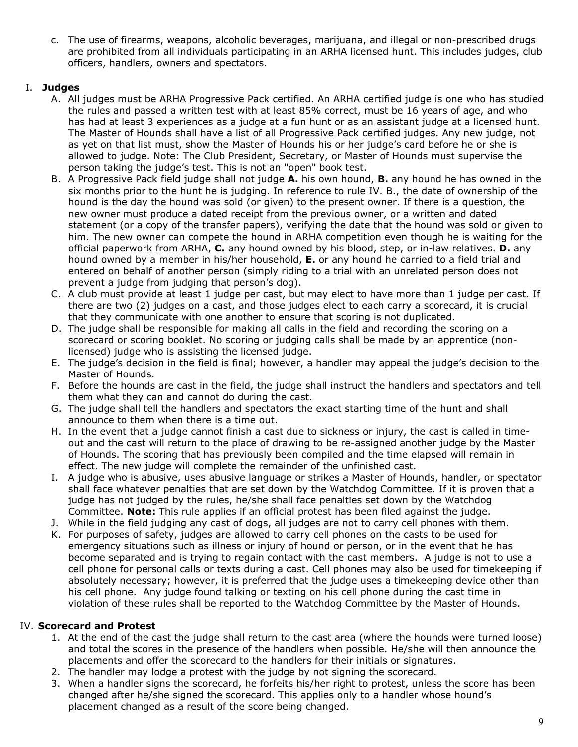c. The use of firearms, weapons, alcoholic beverages, marijuana, and illegal or non-prescribed drugs are prohibited from all individuals participating in an ARHA licensed hunt. This includes judges, club officers, handlers, owners and spectators.

## I. **Judges**

A. All judges must be ARHA Progressive Pack certified. An ARHA certified judge is one who has studied the rules and passed a written test with at least 85% correct, must be 16 years of age, and who has had at least 3 experiences as a judge at a fun hunt or as an assistant judge at a licensed hunt. The Master of Hounds shall have a list of all Progressive Pack certified judges. Any new judge, not as yet on that list must, show the Master of Hounds his or her judge's card before he or she is allowed to judge. Note: The Club President, Secretary, or Master of Hounds must supervise the person taking the judge's test. This is not an "open" book test.

B. A Progressive Pack field judge shall not judge **A.** his own hound, **B.** any hound he has owned in the six months prior to the hunt he is judging. In reference to rule IV. B., the date of ownership of the hound is the day the hound was sold (or given) to the present owner. If there is a question, the new owner must produce a dated receipt from the previous owner, or a written and dated statement (or a copy of the transfer papers), verifying the date that the hound was sold or given to him. The new owner can compete the hound in ARHA competition even though he is waiting for the official paperwork from ARHA, **C.** any hound owned by his blood, step, or in-law relatives. **D.** any hound owned by a member in his/her household, **E.** or any hound he carried to a field trial and entered on behalf of another person (simply riding to a trial with an unrelated person does not prevent a judge from judging that person's dog).

C. A club must provide at least 1 judge per cast, but may elect to have more than 1 judge per cast. If there are two (2) judges on a cast, and those judges elect to each carry a scorecard, it is crucial that they communicate with one another to ensure that scoring is not duplicated.

D. The judge shall be responsible for making all calls in the field and recording the scoring on a scorecard or scoring booklet. No scoring or judging calls shall be made by an apprentice (non-licensed) judge who is assisting the licensed judge.

E. The judge's decision in the field is final; however, a handler may appeal the judge's decision to the Master of Hounds.

F. Before the hounds are cast in the field, the judge shall instruct the handlers and spectators and tell them what they can and cannot do during the cast.

G. The judge shall tell the handlers and spectators the exact starting time of the hunt and shall announce to them when there is a time out.

H. In the event that a judge cannot finish a cast due to sickness or injury, the cast is called in time-out and the cast will return to the place of drawing to be re-assigned another judge by the Master of Hounds. The scoring that has previously been compiled and the time elapsed will remain in effect. The new judge will complete the remainder of the unfinished cast.

I. A judge who is abusive, uses abusive language or strikes a Master of Hounds, handler, or spectator shall face whatever penalties that are set down by the Watchdog Committee. If it is proven that a judge has not judged by the rules, he/she shall face penalties set down by the Watchdog Committee. **Note:** This rule applies if an official protest has been filed against the judge.

J. While in the field judging any cast of dogs, all judges are not to carry cell phones with them.

K. For purposes of safety, judges are allowed to carry cell phones on the casts to be used for emergency situations such as illness or injury of hound or person, or in the event that he has become separated and is trying to regain contact with the cast members. A judge is not to use a cell phone for personal calls or texts during a cast. Cell phones may also be used for timekeeping if absolutely necessary; however, it is preferred that the judge uses a timekeeping device other than his cell phone. Any judge found talking or texting on his cell phone during the cast time in violation of these rules shall be reported to the Watchdog Committee by the Master of Hounds.

## IV. **Scorecard and Protest**

1. At the end of the cast the judge shall return to the cast area (where the hounds were turned loose) and total the scores in the presence of the handlers when possible. He/she will then announce the placements and offer the scorecard to the handlers for their initials or signatures.
2. The handler may lodge a protest with the judge by not signing the scorecard.
3. When a handler signs the scorecard, he forfeits his/her right to protest, unless the score has been changed after he/she signed the scorecard. This applies only to a handler whose hound's placement changed as a result of the score being changed.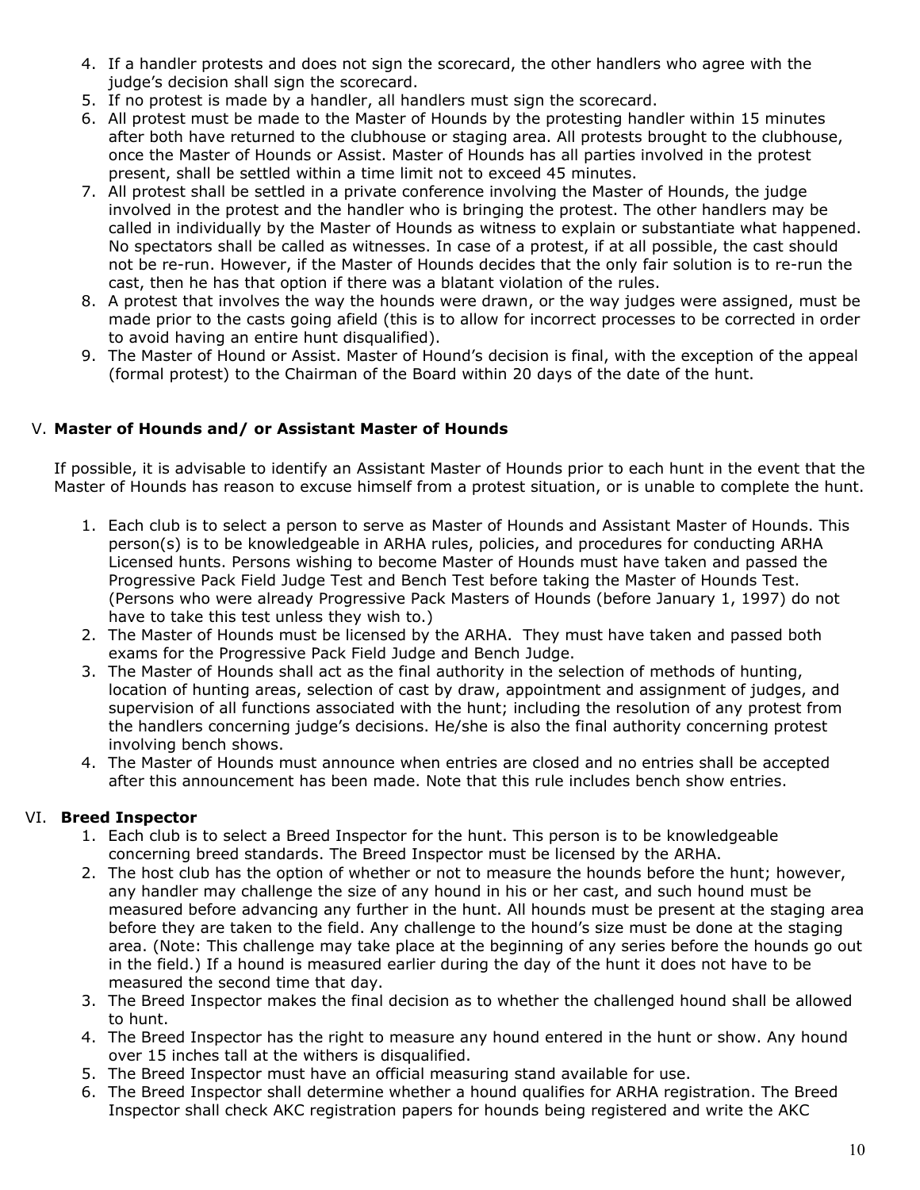4. If a handler protests and does not sign the scorecard, the other handlers who agree with the judge's decision shall sign the scorecard.
5. If no protest is made by a handler, all handlers must sign the scorecard.
6. All protest must be made to the Master of Hounds by the protesting handler within 15 minutes after both have returned to the clubhouse or staging area. All protests brought to the clubhouse, once the Master of Hounds or Assist. Master of Hounds has all parties involved in the protest present, shall be settled within a time limit not to exceed 45 minutes.
7. All protest shall be settled in a private conference involving the Master of Hounds, the judge involved in the protest and the handler who is bringing the protest. The other handlers may be called in individually by the Master of Hounds as witness to explain or substantiate what happened. No spectators shall be called as witnesses. In case of a protest, if at all possible, the cast should not be re-run. However, if the Master of Hounds decides that the only fair solution is to re-run the cast, then he has that option if there was a blatant violation of the rules.
8. A protest that involves the way the hounds were drawn, or the way judges were assigned, must be made prior to the casts going afield (this is to allow for incorrect processes to be corrected in order to avoid having an entire hunt disqualified).
9. The Master of Hound or Assist. Master of Hound's decision is final, with the exception of the appeal (formal protest) to the Chairman of the Board within 20 days of the date of the hunt.

## V. **Master of Hounds and/ or Assistant Master of Hounds**

If possible, it is advisable to identify an Assistant Master of Hounds prior to each hunt in the event that the Master of Hounds has reason to excuse himself from a protest situation, or is unable to complete the hunt.

1. Each club is to select a person to serve as Master of Hounds and Assistant Master of Hounds. This person(s) is to be knowledgeable in ARHA rules, policies, and procedures for conducting ARHA Licensed hunts. Persons wishing to become Master of Hounds must have taken and passed the Progressive Pack Field Judge Test and Bench Test before taking the Master of Hounds Test. (Persons who were already Progressive Pack Masters of Hounds (before January 1, 1997) do not have to take this test unless they wish to.)
2. The Master of Hounds must be licensed by the ARHA. They must have taken and passed both exams for the Progressive Pack Field Judge and Bench Judge.
3. The Master of Hounds shall act as the final authority in the selection of methods of hunting, location of hunting areas, selection of cast by draw, appointment and assignment of judges, and supervision of all functions associated with the hunt; including the resolution of any protest from the handlers concerning judge's decisions. He/she is also the final authority concerning protest involving bench shows.
4. The Master of Hounds must announce when entries are closed and no entries shall be accepted after this announcement has been made. Note that this rule includes bench show entries.

## VI. **Breed Inspector**

1. Each club is to select a Breed Inspector for the hunt. This person is to be knowledgeable concerning breed standards. The Breed Inspector must be licensed by the ARHA.
2. The host club has the option of whether or not to measure the hounds before the hunt; however, any handler may challenge the size of any hound in his or her cast, and such hound must be measured before advancing any further in the hunt. All hounds must be present at the staging area before they are taken to the field. Any challenge to the hound's size must be done at the staging area. (Note: This challenge may take place at the beginning of any series before the hounds go out in the field.) If a hound is measured earlier during the day of the hunt it does not have to be measured the second time that day.
3. The Breed Inspector makes the final decision as to whether the challenged hound shall be allowed to hunt.
4. The Breed Inspector has the right to measure any hound entered in the hunt or show. Any hound over 15 inches tall at the withers is disqualified.
5. The Breed Inspector must have an official measuring stand available for use.
6. The Breed Inspector shall determine whether a hound qualifies for ARHA registration. The Breed Inspector shall check AKC registration papers for hounds being registered and write the AKC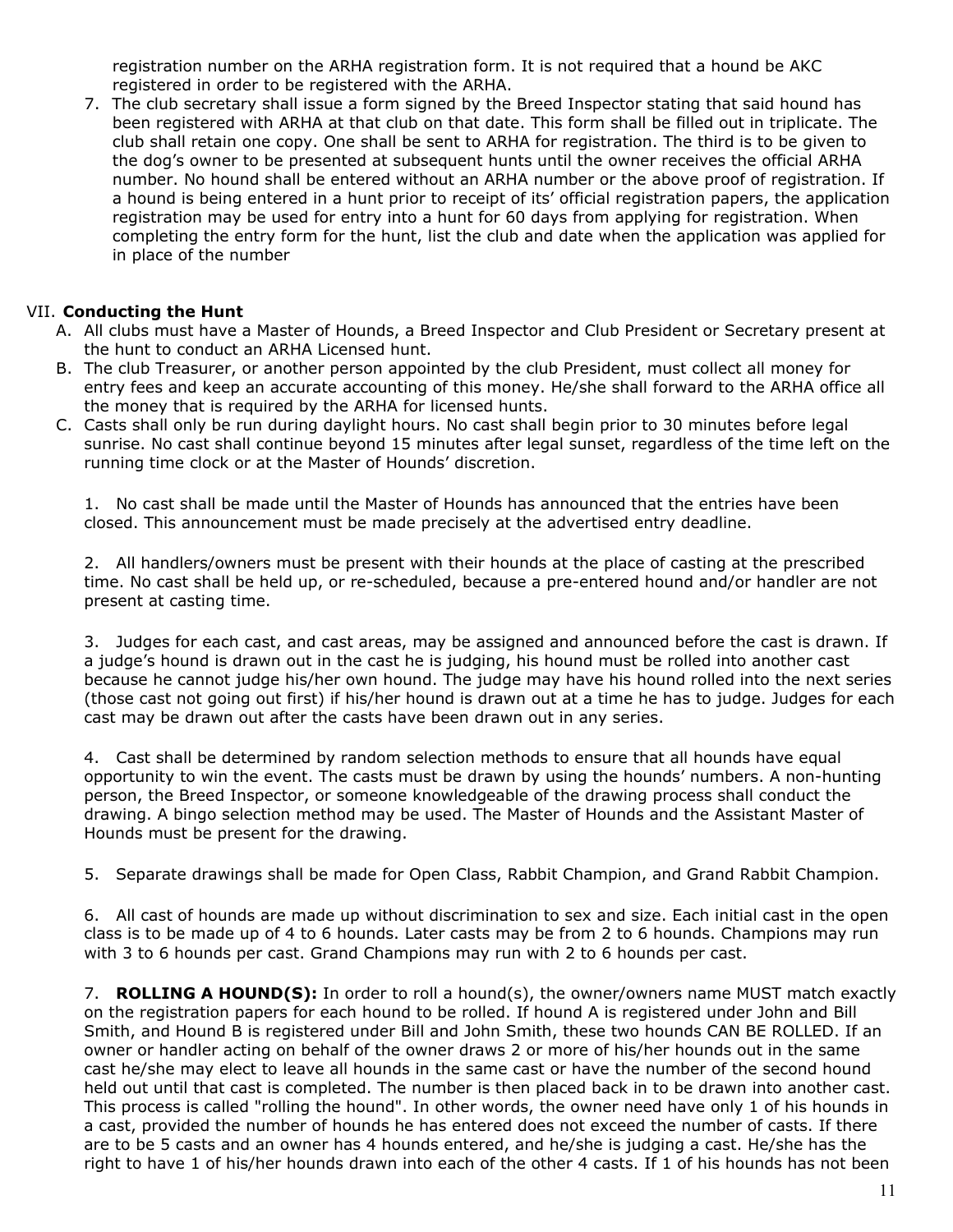registration number on the ARHA registration form. It is not required that a hound be AKC registered in order to be registered with the ARHA.

7. The club secretary shall issue a form signed by the Breed Inspector stating that said hound has been registered with ARHA at that club on that date. This form shall be filled out in triplicate. The club shall retain one copy. One shall be sent to ARHA for registration. The third is to be given to the dog's owner to be presented at subsequent hunts until the owner receives the official ARHA number. No hound shall be entered without an ARHA number or the above proof of registration. If a hound is being entered in a hunt prior to receipt of its' official registration papers, the application registration may be used for entry into a hunt for 60 days from applying for registration. When completing the entry form for the hunt, list the club and date when the application was applied for in place of the number

## VII. Conducting the Hunt

A. All clubs must have a Master of Hounds, a Breed Inspector and Club President or Secretary present at the hunt to conduct an ARHA Licensed hunt.

B. The club Treasurer, or another person appointed by the club President, must collect all money for entry fees and keep an accurate accounting of this money. He/she shall forward to the ARHA office all the money that is required by the ARHA for licensed hunts.

C. Casts shall only be run during daylight hours. No cast shall begin prior to 30 minutes before legal sunrise. No cast shall continue beyond 15 minutes after legal sunset, regardless of the time left on the running time clock or at the Master of Hounds' discretion.

1. No cast shall be made until the Master of Hounds has announced that the entries have been closed. This announcement must be made precisely at the advertised entry deadline.

2. All handlers/owners must be present with their hounds at the place of casting at the prescribed time. No cast shall be held up, or re-scheduled, because a pre-entered hound and/or handler are not present at casting time.

3. Judges for each cast, and cast areas, may be assigned and announced before the cast is drawn. If a judge's hound is drawn out in the cast he is judging, his hound must be rolled into another cast because he cannot judge his/her own hound. The judge may have his hound rolled into the next series (those cast not going out first) if his/her hound is drawn out at a time he has to judge. Judges for each cast may be drawn out after the casts have been drawn out in any series.

4. Cast shall be determined by random selection methods to ensure that all hounds have equal opportunity to win the event. The casts must be drawn by using the hounds' numbers. A non-hunting person, the Breed Inspector, or someone knowledgeable of the drawing process shall conduct the drawing. A bingo selection method may be used. The Master of Hounds and the Assistant Master of Hounds must be present for the drawing.

5. Separate drawings shall be made for Open Class, Rabbit Champion, and Grand Rabbit Champion.

6. All cast of hounds are made up without discrimination to sex and size. Each initial cast in the open class is to be made up of 4 to 6 hounds. Later casts may be from 2 to 6 hounds. Champions may run with 3 to 6 hounds per cast. Grand Champions may run with 2 to 6 hounds per cast.

7. **ROLLING A HOUND(S):** In order to roll a hound(s), the owner/owners name MUST match exactly on the registration papers for each hound to be rolled. If hound A is registered under John and Bill Smith, and Hound B is registered under Bill and John Smith, these two hounds CAN BE ROLLED. If an owner or handler acting on behalf of the owner draws 2 or more of his/her hounds out in the same cast he/she may elect to leave all hounds in the same cast or have the number of the second hound held out until that cast is completed. The number is then placed back in to be drawn into another cast. This process is called "rolling the hound". In other words, the owner need have only 1 of his hounds in a cast, provided the number of hounds he has entered does not exceed the number of casts. If there are to be 5 casts and an owner has 4 hounds entered, and he/she is judging a cast. He/she has the right to have 1 of his/her hounds drawn into each of the other 4 casts. If 1 of his hounds has not been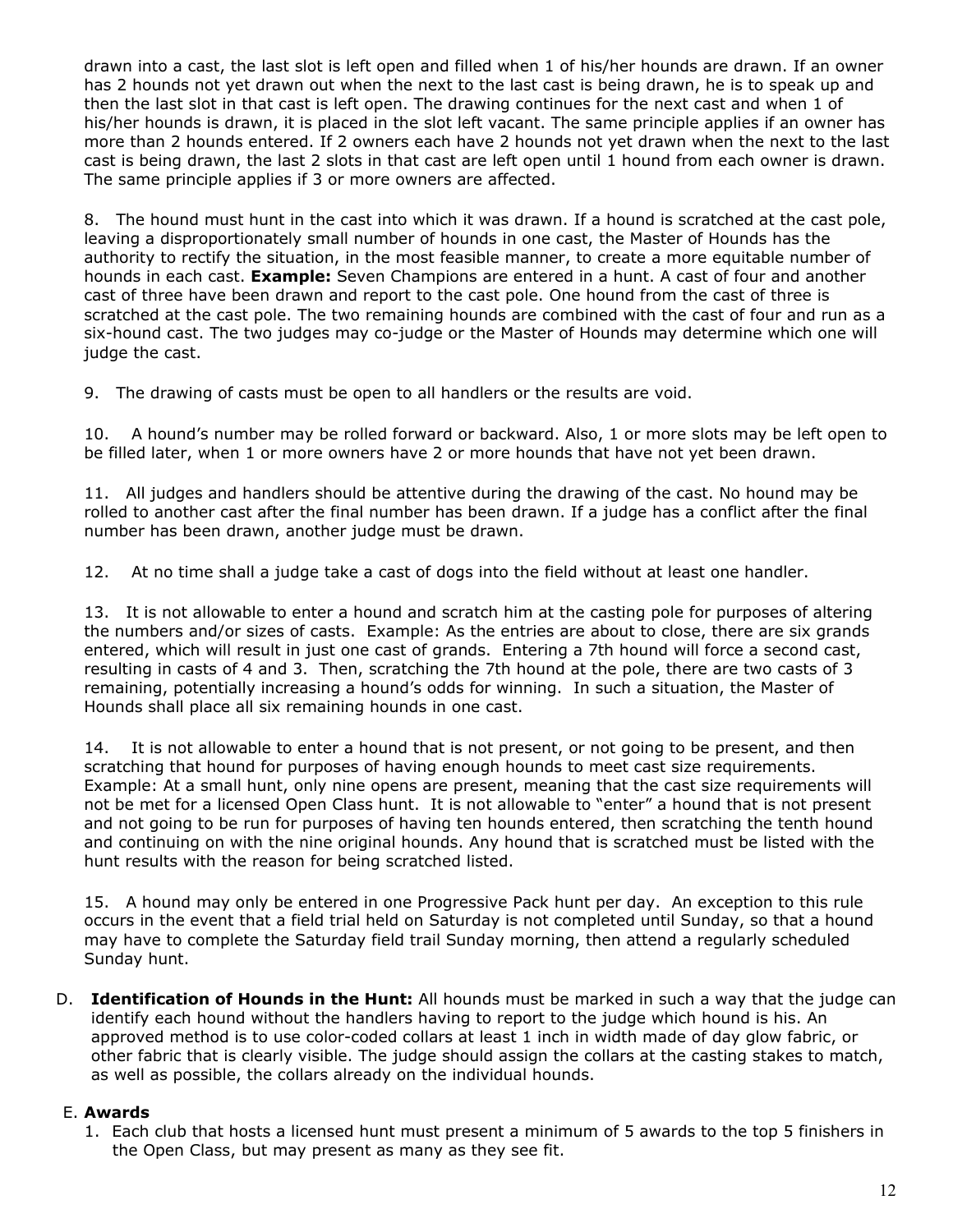drawn into a cast, the last slot is left open and filled when 1 of his/her hounds are drawn. If an owner has 2 hounds not yet drawn out when the next to the last cast is being drawn, he is to speak up and then the last slot in that cast is left open. The drawing continues for the next cast and when 1 of his/her hounds is drawn, it is placed in the slot left vacant. The same principle applies if an owner has more than 2 hounds entered. If 2 owners each have 2 hounds not yet drawn when the next to the last cast is being drawn, the last 2 slots in that cast are left open until 1 hound from each owner is drawn. The same principle applies if 3 or more owners are affected.

8. The hound must hunt in the cast into which it was drawn. If a hound is scratched at the cast pole, leaving a disproportionately small number of hounds in one cast, the Master of Hounds has the authority to rectify the situation, in the most feasible manner, to create a more equitable number of hounds in each cast. **Example:** Seven Champions are entered in a hunt. A cast of four and another cast of three have been drawn and report to the cast pole. One hound from the cast of three is scratched at the cast pole. The two remaining hounds are combined with the cast of four and run as a six-hound cast. The two judges may co-judge or the Master of Hounds may determine which one will judge the cast.

9. The drawing of casts must be open to all handlers or the results are void.

10. A hound's number may be rolled forward or backward. Also, 1 or more slots may be left open to be filled later, when 1 or more owners have 2 or more hounds that have not yet been drawn.

11. All judges and handlers should be attentive during the drawing of the cast. No hound may be rolled to another cast after the final number has been drawn. If a judge has a conflict after the final number has been drawn, another judge must be drawn.

12. At no time shall a judge take a cast of dogs into the field without at least one handler.

13. It is not allowable to enter a hound and scratch him at the casting pole for purposes of altering the numbers and/or sizes of casts. Example: As the entries are about to close, there are six grands entered, which will result in just one cast of grands. Entering a 7th hound will force a second cast, resulting in casts of 4 and 3. Then, scratching the 7th hound at the pole, there are two casts of 3 remaining, potentially increasing a hound's odds for winning. In such a situation, the Master of Hounds shall place all six remaining hounds in one cast.

14. It is not allowable to enter a hound that is not present, or not going to be present, and then scratching that hound for purposes of having enough hounds to meet cast size requirements. Example: At a small hunt, only nine opens are present, meaning that the cast size requirements will not be met for a licensed Open Class hunt. It is not allowable to "enter" a hound that is not present and not going to be run for purposes of having ten hounds entered, then scratching the tenth hound and continuing on with the nine original hounds. Any hound that is scratched must be listed with the hunt results with the reason for being scratched listed.

15. A hound may only be entered in one Progressive Pack hunt per day. An exception to this rule occurs in the event that a field trial held on Saturday is not completed until Sunday, so that a hound may have to complete the Saturday field trail Sunday morning, then attend a regularly scheduled Sunday hunt.

D. **Identification of Hounds in the Hunt:** All hounds must be marked in such a way that the judge can identify each hound without the handlers having to report to the judge which hound is his. An approved method is to use color-coded collars at least 1 inch in width made of day glow fabric, or other fabric that is clearly visible. The judge should assign the collars at the casting stakes to match, as well as possible, the collars already on the individual hounds.

E. **Awards**

1. Each club that hosts a licensed hunt must present a minimum of 5 awards to the top 5 finishers in the Open Class, but may present as many as they see fit.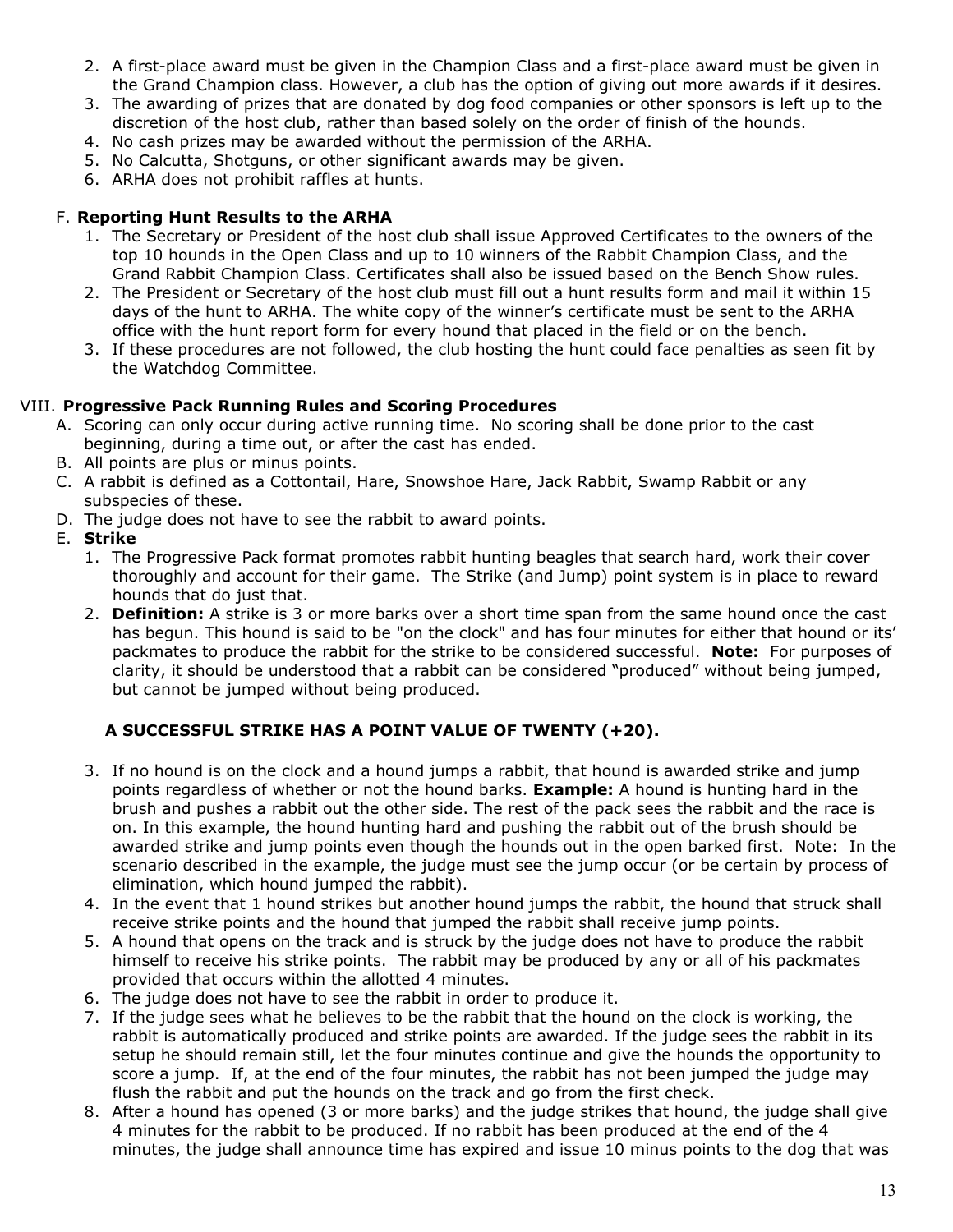2. A first-place award must be given in the Champion Class and a first-place award must be given in the Grand Champion class. However, a club has the option of giving out more awards if it desires.
3. The awarding of prizes that are donated by dog food companies or other sponsors is left up to the discretion of the host club, rather than based solely on the order of finish of the hounds.
4. No cash prizes may be awarded without the permission of the ARHA.
5. No Calcutta, Shotguns, or other significant awards may be given.
6. ARHA does not prohibit raffles at hunts.

F. **Reporting Hunt Results to the ARHA**

1. The Secretary or President of the host club shall issue Approved Certificates to the owners of the top 10 hounds in the Open Class and up to 10 winners of the Rabbit Champion Class, and the Grand Rabbit Champion Class. Certificates shall also be issued based on the Bench Show rules.
2. The President or Secretary of the host club must fill out a hunt results form and mail it within 15 days of the hunt to ARHA. The white copy of the winner's certificate must be sent to the ARHA office with the hunt report form for every hound that placed in the field or on the bench.
3. If these procedures are not followed, the club hosting the hunt could face penalties as seen fit by the Watchdog Committee.

VIII. **Progressive Pack Running Rules and Scoring Procedures**

A. Scoring can only occur during active running time. No scoring shall be done prior to the cast beginning, during a time out, or after the cast has ended.

B. All points are plus or minus points.

C. A rabbit is defined as a Cottontail, Hare, Snowshoe Hare, Jack Rabbit, Swamp Rabbit or any subspecies of these.

D. The judge does not have to see the rabbit to award points.

E. **Strike**

1. The Progressive Pack format promotes rabbit hunting beagles that search hard, work their cover thoroughly and account for their game. The Strike (and Jump) point system is in place to reward hounds that do just that.
2. **Definition:** A strike is 3 or more barks over a short time span from the same hound once the cast has begun. This hound is said to be "on the clock" and has four minutes for either that hound or its' packmates to produce the rabbit for the strike to be considered successful. **Note:** For purposes of clarity, it should be understood that a rabbit can be considered "produced" without being jumped, but cannot be jumped without being produced.

**A SUCCESSFUL STRIKE HAS A POINT VALUE OF TWENTY (+20).**

3. If no hound is on the clock and a hound jumps a rabbit, that hound is awarded strike and jump points regardless of whether or not the hound barks. **Example:** A hound is hunting hard in the brush and pushes a rabbit out the other side. The rest of the pack sees the rabbit and the race is on. In this example, the hound hunting hard and pushing the rabbit out of the brush should be awarded strike and jump points even though the hounds out in the open barked first. Note: In the scenario described in the example, the judge must see the jump occur (or be certain by process of elimination, which hound jumped the rabbit).
4. In the event that 1 hound strikes but another hound jumps the rabbit, the hound that struck shall receive strike points and the hound that jumped the rabbit shall receive jump points.
5. A hound that opens on the track and is struck by the judge does not have to produce the rabbit himself to receive his strike points. The rabbit may be produced by any or all of his packmates provided that occurs within the allotted 4 minutes.
6. The judge does not have to see the rabbit in order to produce it.
7. If the judge sees what he believes to be the rabbit that the hound on the clock is working, the rabbit is automatically produced and strike points are awarded. If the judge sees the rabbit in its setup he should remain still, let the four minutes continue and give the hounds the opportunity to score a jump. If, at the end of the four minutes, the rabbit has not been jumped the judge may flush the rabbit and put the hounds on the track and go from the first check.
8. After a hound has opened (3 or more barks) and the judge strikes that hound, the judge shall give 4 minutes for the rabbit to be produced. If no rabbit has been produced at the end of the 4 minutes, the judge shall announce time has expired and issue 10 minus points to the dog that was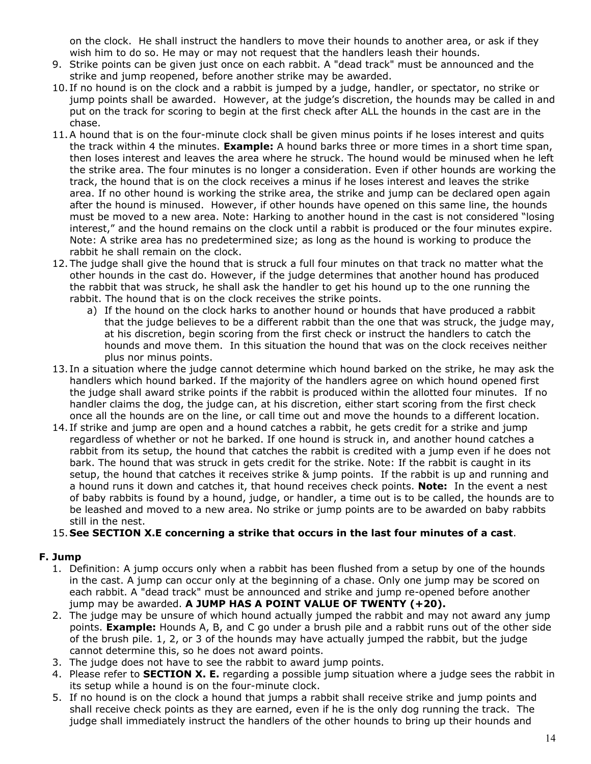on the clock. He shall instruct the handlers to move their hounds to another area, or ask if they wish him to do so. He may or may not request that the handlers leash their hounds.

9. Strike points can be given just once on each rabbit. A "dead track" must be announced and the strike and jump reopened, before another strike may be awarded.
10. If no hound is on the clock and a rabbit is jumped by a judge, handler, or spectator, no strike or jump points shall be awarded. However, at the judge's discretion, the hounds may be called in and put on the track for scoring to begin at the first check after ALL the hounds in the cast are in the chase.
11. A hound that is on the four-minute clock shall be given minus points if he loses interest and quits the track within 4 the minutes. **Example:** A hound barks three or more times in a short time span, then loses interest and leaves the area where he struck. The hound would be minused when he left the strike area. The four minutes is no longer a consideration. Even if other hounds are working the track, the hound that is on the clock receives a minus if he loses interest and leaves the strike area. If no other hound is working the strike area, the strike and jump can be declared open again after the hound is minused. However, if other hounds have opened on this same line, the hounds must be moved to a new area. Note: Harking to another hound in the cast is not considered "losing interest," and the hound remains on the clock until a rabbit is produced or the four minutes expire. Note: A strike area has no predetermined size; as long as the hound is working to produce the rabbit he shall remain on the clock.
12. The judge shall give the hound that is struck a full four minutes on that track no matter what the other hounds in the cast do. However, if the judge determines that another hound has produced the rabbit that was struck, he shall ask the handler to get his hound up to the one running the rabbit. The hound that is on the clock receives the strike points.
    a) If the hound on the clock harks to another hound or hounds that have produced a rabbit that the judge believes to be a different rabbit than the one that was struck, the judge may, at his discretion, begin scoring from the first check or instruct the handlers to catch the hounds and move them. In this situation the hound that was on the clock receives neither plus nor minus points.
13. In a situation where the judge cannot determine which hound barked on the strike, he may ask the handlers which hound barked. If the majority of the handlers agree on which hound opened first the judge shall award strike points if the rabbit is produced within the allotted four minutes. If no handler claims the dog, the judge can, at his discretion, either start scoring from the first check once all the hounds are on the line, or call time out and move the hounds to a different location.
14. If strike and jump are open and a hound catches a rabbit, he gets credit for a strike and jump regardless of whether or not he barked. If one hound is struck in, and another hound catches a rabbit from its setup, the hound that catches the rabbit is credited with a jump even if he does not bark. The hound that was struck in gets credit for the strike. Note: If the rabbit is caught in its setup, the hound that catches it receives strike & jump points. If the rabbit is up and running and a hound runs it down and catches it, that hound receives check points. **Note:** In the event a nest of baby rabbits is found by a hound, judge, or handler, a time out is to be called, the hounds are to be leashed and moved to a new area. No strike or jump points are to be awarded on baby rabbits still in the nest.
15. **See SECTION X.E concerning a strike that occurs in the last four minutes of a cast**.

### F. Jump

1. Definition: A jump occurs only when a rabbit has been flushed from a setup by one of the hounds in the cast. A jump can occur only at the beginning of a chase. Only one jump may be scored on each rabbit. A "dead track" must be announced and strike and jump re-opened before another jump may be awarded. **A JUMP HAS A POINT VALUE OF TWENTY (+20).**
2. The judge may be unsure of which hound actually jumped the rabbit and may not award any jump points. **Example:** Hounds A, B, and C go under a brush pile and a rabbit runs out of the other side of the brush pile. 1, 2, or 3 of the hounds may have actually jumped the rabbit, but the judge cannot determine this, so he does not award points.
3. The judge does not have to see the rabbit to award jump points.
4. Please refer to **SECTION X. E.** regarding a possible jump situation where a judge sees the rabbit in its setup while a hound is on the four-minute clock.
5. If no hound is on the clock a hound that jumps a rabbit shall receive strike and jump points and shall receive check points as they are earned, even if he is the only dog running the track. The judge shall immediately instruct the handlers of the other hounds to bring up their hounds and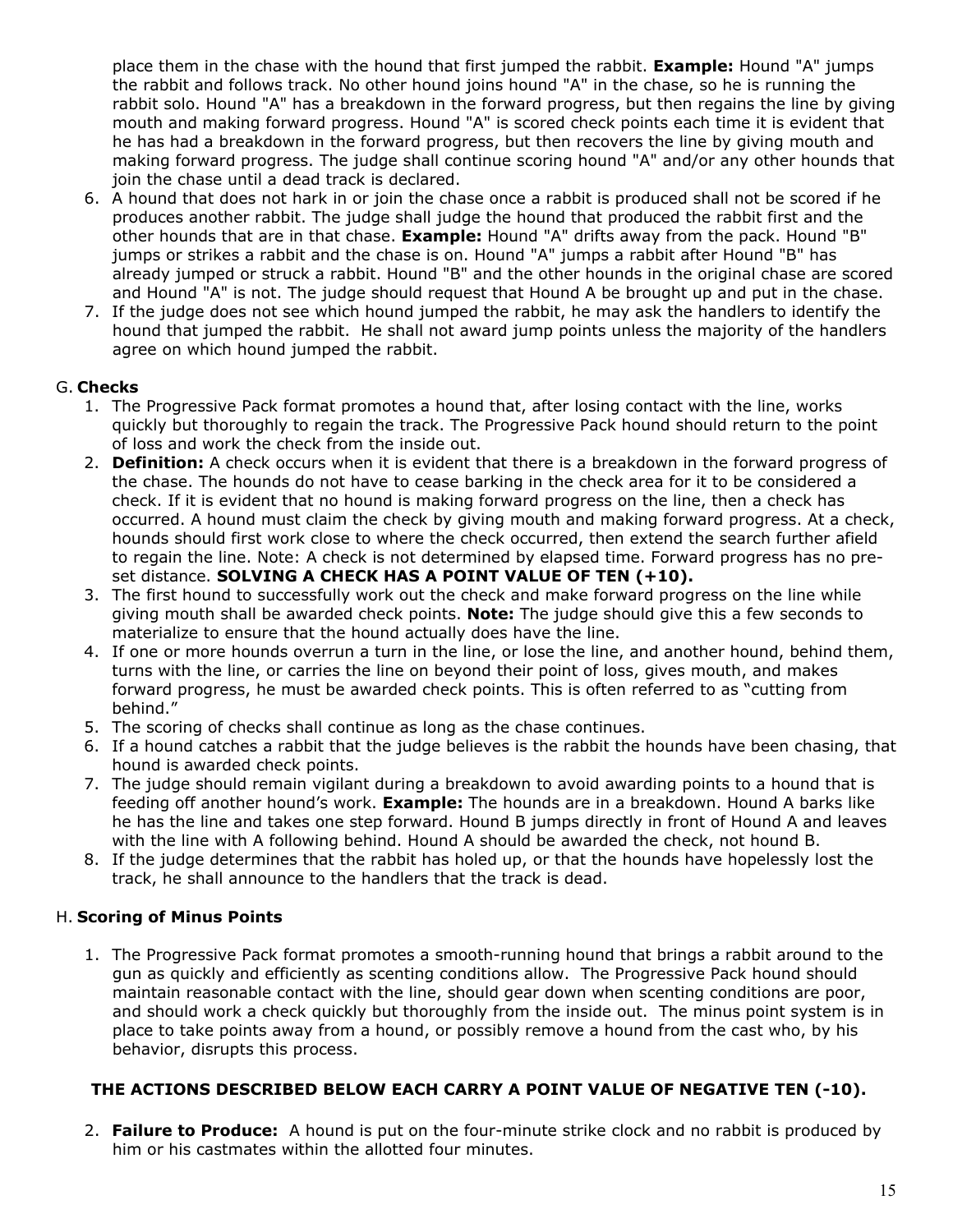place them in the chase with the hound that first jumped the rabbit. **Example:** Hound "A" jumps the rabbit and follows track. No other hound joins hound "A" in the chase, so he is running the rabbit solo. Hound "A" has a breakdown in the forward progress, but then regains the line by giving mouth and making forward progress. Hound "A" is scored check points each time it is evident that he has had a breakdown in the forward progress, but then recovers the line by giving mouth and making forward progress. The judge shall continue scoring hound "A" and/or any other hounds that join the chase until a dead track is declared.

6. A hound that does not hark in or join the chase once a rabbit is produced shall not be scored if he produces another rabbit. The judge shall judge the hound that produced the rabbit first and the other hounds that are in that chase. **Example:** Hound "A" drifts away from the pack. Hound "B" jumps or strikes a rabbit and the chase is on. Hound "A" jumps a rabbit after Hound "B" has already jumped or struck a rabbit. Hound "B" and the other hounds in the original chase are scored and Hound "A" is not. The judge should request that Hound A be brought up and put in the chase.
7. If the judge does not see which hound jumped the rabbit, he may ask the handlers to identify the hound that jumped the rabbit. He shall not award jump points unless the majority of the handlers agree on which hound jumped the rabbit.

G. **Checks**

1. The Progressive Pack format promotes a hound that, after losing contact with the line, works quickly but thoroughly to regain the track. The Progressive Pack hound should return to the point of loss and work the check from the inside out.
2. **Definition:** A check occurs when it is evident that there is a breakdown in the forward progress of the chase. The hounds do not have to cease barking in the check area for it to be considered a check. If it is evident that no hound is making forward progress on the line, then a check has occurred. A hound must claim the check by giving mouth and making forward progress. At a check, hounds should first work close to where the check occurred, then extend the search further afield to regain the line. Note: A check is not determined by elapsed time. Forward progress has no pre-set distance. **SOLVING A CHECK HAS A POINT VALUE OF TEN (+10).**
3. The first hound to successfully work out the check and make forward progress on the line while giving mouth shall be awarded check points. **Note:** The judge should give this a few seconds to materialize to ensure that the hound actually does have the line.
4. If one or more hounds overrun a turn in the line, or lose the line, and another hound, behind them, turns with the line, or carries the line on beyond their point of loss, gives mouth, and makes forward progress, he must be awarded check points. This is often referred to as "cutting from behind."
5. The scoring of checks shall continue as long as the chase continues.
6. If a hound catches a rabbit that the judge believes is the rabbit the hounds have been chasing, that hound is awarded check points.
7. The judge should remain vigilant during a breakdown to avoid awarding points to a hound that is feeding off another hound's work. **Example:** The hounds are in a breakdown. Hound A barks like he has the line and takes one step forward. Hound B jumps directly in front of Hound A and leaves with the line with A following behind. Hound A should be awarded the check, not hound B.
8. If the judge determines that the rabbit has holed up, or that the hounds have hopelessly lost the track, he shall announce to the handlers that the track is dead.

H. **Scoring of Minus Points**

1. The Progressive Pack format promotes a smooth-running hound that brings a rabbit around to the gun as quickly and efficiently as scenting conditions allow. The Progressive Pack hound should maintain reasonable contact with the line, should gear down when scenting conditions are poor, and should work a check quickly but thoroughly from the inside out. The minus point system is in place to take points away from a hound, or possibly remove a hound from the cast who, by his behavior, disrupts this process.

**THE ACTIONS DESCRIBED BELOW EACH CARRY A POINT VALUE OF NEGATIVE TEN (-10).**

2. **Failure to Produce:** A hound is put on the four-minute strike clock and no rabbit is produced by him or his castmates within the allotted four minutes.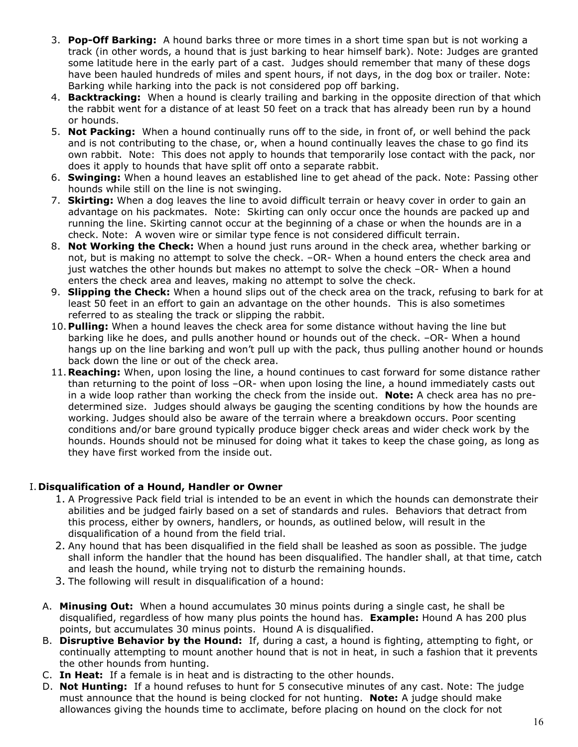3. **Pop-Off Barking:** A hound barks three or more times in a short time span but is not working a track (in other words, a hound that is just barking to hear himself bark). Note: Judges are granted some latitude here in the early part of a cast. Judges should remember that many of these dogs have been hauled hundreds of miles and spent hours, if not days, in the dog box or trailer. Note: Barking while harking into the pack is not considered pop off barking.
4. **Backtracking:** When a hound is clearly trailing and barking in the opposite direction of that which the rabbit went for a distance of at least 50 feet on a track that has already been run by a hound or hounds.
5. **Not Packing:** When a hound continually runs off to the side, in front of, or well behind the pack and is not contributing to the chase, or, when a hound continually leaves the chase to go find its own rabbit. Note: This does not apply to hounds that temporarily lose contact with the pack, nor does it apply to hounds that have split off onto a separate rabbit.
6. **Swinging:** When a hound leaves an established line to get ahead of the pack. Note: Passing other hounds while still on the line is not swinging.
7. **Skirting:** When a dog leaves the line to avoid difficult terrain or heavy cover in order to gain an advantage on his packmates. Note: Skirting can only occur once the hounds are packed up and running the line. Skirting cannot occur at the beginning of a chase or when the hounds are in a check. Note: A woven wire or similar type fence is not considered difficult terrain.
8. **Not Working the Check:** When a hound just runs around in the check area, whether barking or not, but is making no attempt to solve the check. –OR- When a hound enters the check area and just watches the other hounds but makes no attempt to solve the check –OR- When a hound enters the check area and leaves, making no attempt to solve the check.
9. **Slipping the Check:** When a hound slips out of the check area on the track, refusing to bark for at least 50 feet in an effort to gain an advantage on the other hounds. This is also sometimes referred to as stealing the track or slipping the rabbit.
10. **Pulling:** When a hound leaves the check area for some distance without having the line but barking like he does, and pulls another hound or hounds out of the check. –OR- When a hound hangs up on the line barking and won't pull up with the pack, thus pulling another hound or hounds back down the line or out of the check area.
11. **Reaching:** When, upon losing the line, a hound continues to cast forward for some distance rather than returning to the point of loss –OR- when upon losing the line, a hound immediately casts out in a wide loop rather than working the check from the inside out. **Note:** A check area has no pre-determined size. Judges should always be gauging the scenting conditions by how the hounds are working. Judges should also be aware of the terrain where a breakdown occurs. Poor scenting conditions and/or bare ground typically produce bigger check areas and wider check work by the hounds. Hounds should not be minused for doing what it takes to keep the chase going, as long as they have first worked from the inside out.

## I. Disqualification of a Hound, Handler or Owner

1. A Progressive Pack field trial is intended to be an event in which the hounds can demonstrate their abilities and be judged fairly based on a set of standards and rules. Behaviors that detract from this process, either by owners, handlers, or hounds, as outlined below, will result in the disqualification of a hound from the field trial.
2. Any hound that has been disqualified in the field shall be leashed as soon as possible. The judge shall inform the handler that the hound has been disqualified. The handler shall, at that time, catch and leash the hound, while trying not to disturb the remaining hounds.
3. The following will result in disqualification of a hound:

A. **Minusing Out:** When a hound accumulates 30 minus points during a single cast, he shall be disqualified, regardless of how many plus points the hound has. **Example:** Hound A has 200 plus points, but accumulates 30 minus points. Hound A is disqualified.

B. **Disruptive Behavior by the Hound:** If, during a cast, a hound is fighting, attempting to fight, or continually attempting to mount another hound that is not in heat, in such a fashion that it prevents the other hounds from hunting.

C. **In Heat:** If a female is in heat and is distracting to the other hounds.

D. **Not Hunting:** If a hound refuses to hunt for 5 consecutive minutes of any cast. Note: The judge must announce that the hound is being clocked for not hunting. **Note:** A judge should make allowances giving the hounds time to acclimate, before placing on hound on the clock for not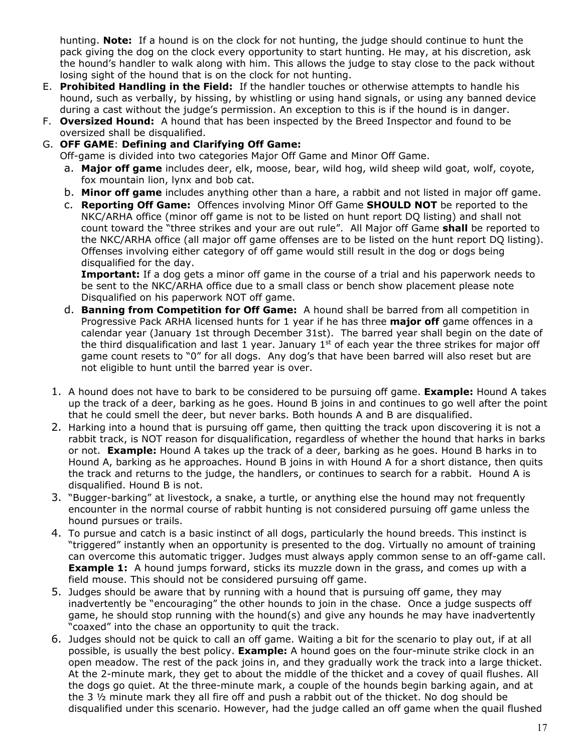hunting. **Note:** If a hound is on the clock for not hunting, the judge should continue to hunt the pack giving the dog on the clock every opportunity to start hunting. He may, at his discretion, ask the hound's handler to walk along with him. This allows the judge to stay close to the pack without losing sight of the hound that is on the clock for not hunting.

E. **Prohibited Handling in the Field:** If the handler touches or otherwise attempts to handle his hound, such as verbally, by hissing, by whistling or using hand signals, or using any banned device during a cast without the judge's permission. An exception to this is if the hound is in danger.

F. **Oversized Hound:** A hound that has been inspected by the Breed Inspector and found to be oversized shall be disqualified.

G. **OFF GAME**: **Defining and Clarifying Off Game:**
Off-game is divided into two categories Major Off Game and Minor Off Game.

   a. **Major off game** includes deer, elk, moose, bear, wild hog, wild sheep wild goat, wolf, coyote, fox mountain lion, lynx and bob cat.

   b. **Minor off game** includes anything other than a hare, a rabbit and not listed in major off game.

   c. **Reporting Off Game:** Offences involving Minor Off Game **SHOULD NOT** be reported to the NKC/ARHA office (minor off game is not to be listed on hunt report DQ listing) and shall not count toward the "three strikes and your are out rule". All Major off Game **shall** be reported to the NKC/ARHA office (all major off game offenses are to be listed on the hunt report DQ listing). Offenses involving either category of off game would still result in the dog or dogs being disqualified for the day.
   **Important:** If a dog gets a minor off game in the course of a trial and his paperwork needs to be sent to the NKC/ARHA office due to a small class or bench show placement please note Disqualified on his paperwork NOT off game.

   d. **Banning from Competition for Off Game:** A hound shall be barred from all competition in Progressive Pack ARHA licensed hunts for 1 year if he has three **major off** game offences in a calendar year (January 1st through December 31st). The barred year shall begin on the date of the third disqualification and last 1 year. January 1st of each year the three strikes for major off game count resets to "0" for all dogs. Any dog's that have been barred will also reset but are not eligible to hunt until the barred year is over.

1. A hound does not have to bark to be considered to be pursuing off game. **Example:** Hound A takes up the track of a deer, barking as he goes. Hound B joins in and continues to go well after the point that he could smell the deer, but never barks. Both hounds A and B are disqualified.
2. Harking into a hound that is pursuing off game, then quitting the track upon discovering it is not a rabbit track, is NOT reason for disqualification, regardless of whether the hound that harks in barks or not. **Example:** Hound A takes up the track of a deer, barking as he goes. Hound B harks in to Hound A, barking as he approaches. Hound B joins in with Hound A for a short distance, then quits the track and returns to the judge, the handlers, or continues to search for a rabbit. Hound A is disqualified. Hound B is not.
3. "Bugger-barking" at livestock, a snake, a turtle, or anything else the hound may not frequently encounter in the normal course of rabbit hunting is not considered pursuing off game unless the hound pursues or trails.
4. To pursue and catch is a basic instinct of all dogs, particularly the hound breeds. This instinct is "triggered" instantly when an opportunity is presented to the dog. Virtually no amount of training can overcome this automatic trigger. Judges must always apply common sense to an off-game call. **Example 1:** A hound jumps forward, sticks its muzzle down in the grass, and comes up with a field mouse. This should not be considered pursuing off game.
5. Judges should be aware that by running with a hound that is pursuing off game, they may inadvertently be "encouraging" the other hounds to join in the chase. Once a judge suspects off game, he should stop running with the hound(s) and give any hounds he may have inadvertently "coaxed" into the chase an opportunity to quit the track.
6. Judges should not be quick to call an off game. Waiting a bit for the scenario to play out, if at all possible, is usually the best policy. **Example:** A hound goes on the four-minute strike clock in an open meadow. The rest of the pack joins in, and they gradually work the track into a large thicket. At the 2-minute mark, they get to about the middle of the thicket and a covey of quail flushes. All the dogs go quiet. At the three-minute mark, a couple of the hounds begin barking again, and at the 3 ½ minute mark they all fire off and push a rabbit out of the thicket. No dog should be disqualified under this scenario. However, had the judge called an off game when the quail flushed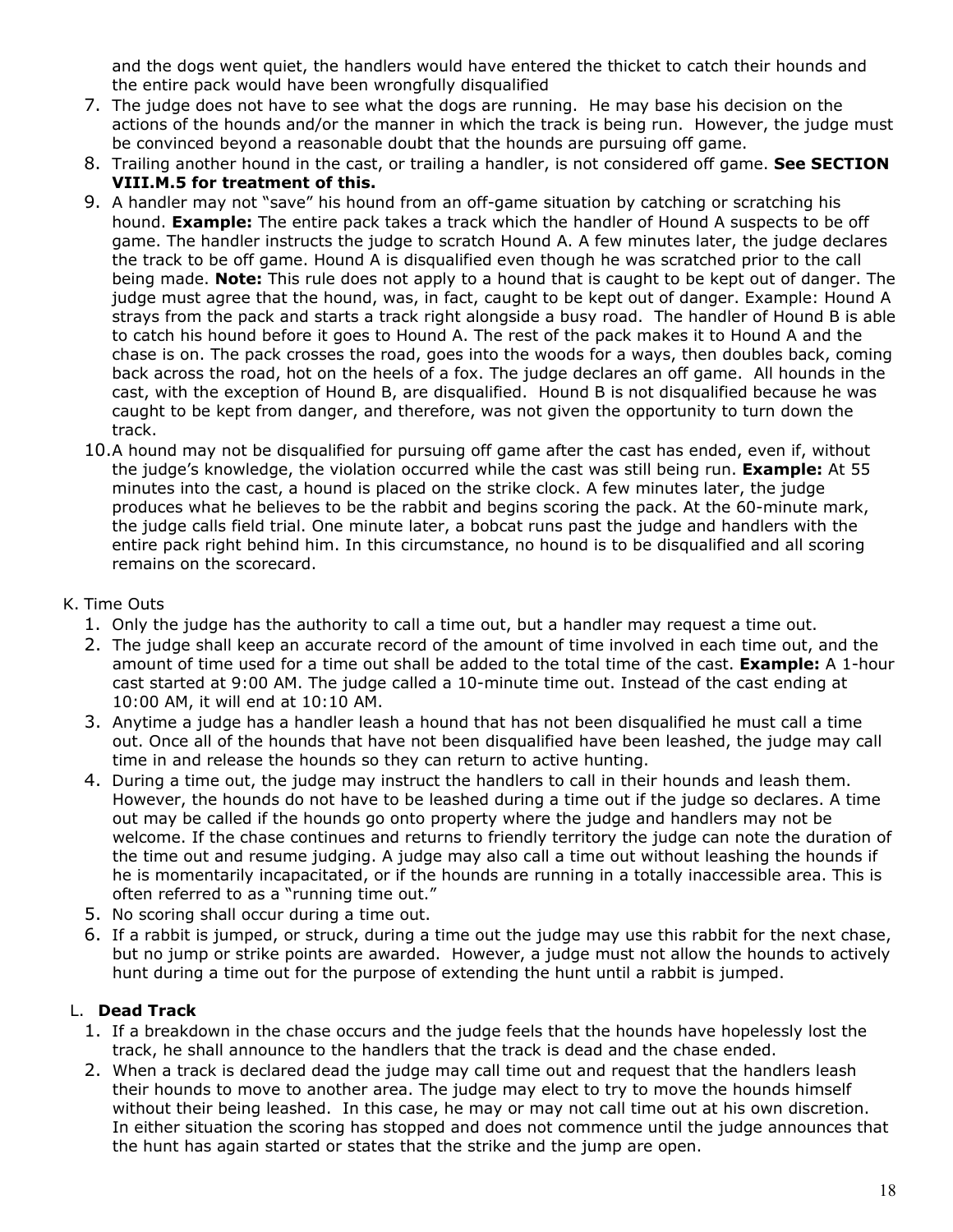and the dogs went quiet, the handlers would have entered the thicket to catch their hounds and the entire pack would have been wrongfully disqualified

7. The judge does not have to see what the dogs are running. He may base his decision on the actions of the hounds and/or the manner in which the track is being run. However, the judge must be convinced beyond a reasonable doubt that the hounds are pursuing off game.
8. Trailing another hound in the cast, or trailing a handler, is not considered off game. **See SECTION VIII.M.5 for treatment of this.**
9. A handler may not "save" his hound from an off-game situation by catching or scratching his hound. **Example:** The entire pack takes a track which the handler of Hound A suspects to be off game. The handler instructs the judge to scratch Hound A. A few minutes later, the judge declares the track to be off game. Hound A is disqualified even though he was scratched prior to the call being made. **Note:** This rule does not apply to a hound that is caught to be kept out of danger. The judge must agree that the hound, was, in fact, caught to be kept out of danger. Example: Hound A strays from the pack and starts a track right alongside a busy road. The handler of Hound B is able to catch his hound before it goes to Hound A. The rest of the pack makes it to Hound A and the chase is on. The pack crosses the road, goes into the woods for a ways, then doubles back, coming back across the road, hot on the heels of a fox. The judge declares an off game. All hounds in the cast, with the exception of Hound B, are disqualified. Hound B is not disqualified because he was caught to be kept from danger, and therefore, was not given the opportunity to turn down the track.
10. A hound may not be disqualified for pursuing off game after the cast has ended, even if, without the judge's knowledge, the violation occurred while the cast was still being run. **Example:** At 55 minutes into the cast, a hound is placed on the strike clock. A few minutes later, the judge produces what he believes to be the rabbit and begins scoring the pack. At the 60-minute mark, the judge calls field trial. One minute later, a bobcat runs past the judge and handlers with the entire pack right behind him. In this circumstance, no hound is to be disqualified and all scoring remains on the scorecard.

K. Time Outs

1. Only the judge has the authority to call a time out, but a handler may request a time out.
2. The judge shall keep an accurate record of the amount of time involved in each time out, and the amount of time used for a time out shall be added to the total time of the cast. **Example:** A 1-hour cast started at 9:00 AM. The judge called a 10-minute time out. Instead of the cast ending at 10:00 AM, it will end at 10:10 AM.
3. Anytime a judge has a handler leash a hound that has not been disqualified he must call a time out. Once all of the hounds that have not been disqualified have been leashed, the judge may call time in and release the hounds so they can return to active hunting.
4. During a time out, the judge may instruct the handlers to call in their hounds and leash them. However, the hounds do not have to be leashed during a time out if the judge so declares. A time out may be called if the hounds go onto property where the judge and handlers may not be welcome. If the chase continues and returns to friendly territory the judge can note the duration of the time out and resume judging. A judge may also call a time out without leashing the hounds if he is momentarily incapacitated, or if the hounds are running in a totally inaccessible area. This is often referred to as a "running time out."
5. No scoring shall occur during a time out.
6. If a rabbit is jumped, or struck, during a time out the judge may use this rabbit for the next chase, but no jump or strike points are awarded. However, a judge must not allow the hounds to actively hunt during a time out for the purpose of extending the hunt until a rabbit is jumped.

L. **Dead Track**

1. If a breakdown in the chase occurs and the judge feels that the hounds have hopelessly lost the track, he shall announce to the handlers that the track is dead and the chase ended.
2. When a track is declared dead the judge may call time out and request that the handlers leash their hounds to move to another area. The judge may elect to try to move the hounds himself without their being leashed. In this case, he may or may not call time out at his own discretion. In either situation the scoring has stopped and does not commence until the judge announces that the hunt has again started or states that the strike and the jump are open.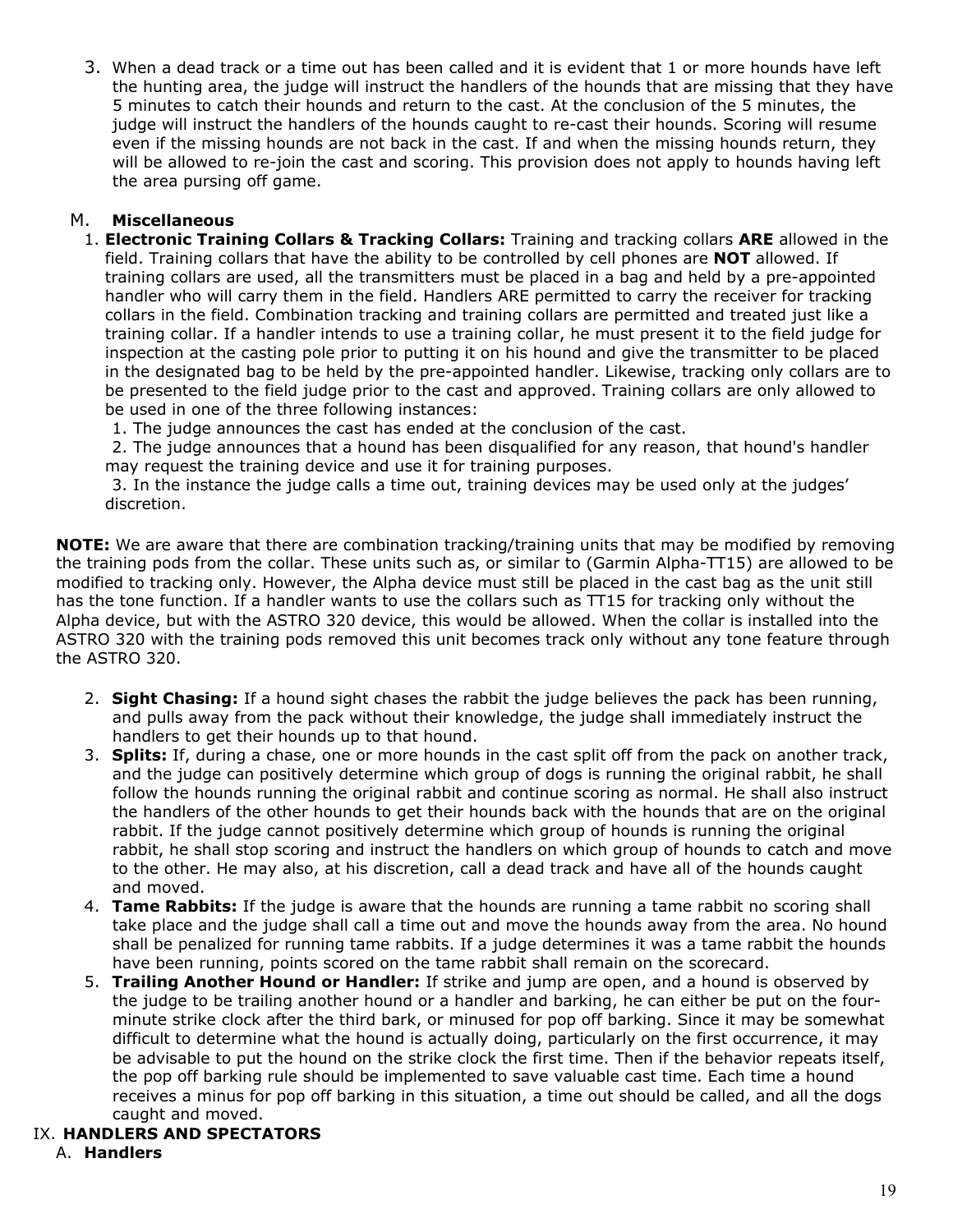3. When a dead track or a time out has been called and it is evident that 1 or more hounds have left the hunting area, the judge will instruct the handlers of the hounds that are missing that they have 5 minutes to catch their hounds and return to the cast. At the conclusion of the 5 minutes, the judge will instruct the handlers of the hounds caught to re-cast their hounds. Scoring will resume even if the missing hounds are not back in the cast. If and when the missing hounds return, they will be allowed to re-join the cast and scoring. This provision does not apply to hounds having left the area pursing off game.

M. **Miscellaneous**

1. **Electronic Training Collars & Tracking Collars:** Training and tracking collars **ARE** allowed in the field. Training collars that have the ability to be controlled by cell phones are **NOT** allowed. If training collars are used, all the transmitters must be placed in a bag and held by a pre-appointed handler who will carry them in the field. Handlers ARE permitted to carry the receiver for tracking collars in the field. Combination tracking and training collars are permitted and treated just like a training collar. If a handler intends to use a training collar, he must present it to the field judge for inspection at the casting pole prior to putting it on his hound and give the transmitter to be placed in the designated bag to be held by the pre-appointed handler. Likewise, tracking only collars are to be presented to the field judge prior to the cast and approved. Training collars are only allowed to be used in one of the three following instances:
   1. The judge announces the cast has ended at the conclusion of the cast.
   2. The judge announces that a hound has been disqualified for any reason, that hound's handler may request the training device and use it for training purposes.
   3. In the instance the judge calls a time out, training devices may be used only at the judges' discretion.

**NOTE:** We are aware that there are combination tracking/training units that may be modified by removing the training pods from the collar. These units such as, or similar to (Garmin Alpha-TT15) are allowed to be modified to tracking only. However, the Alpha device must still be placed in the cast bag as the unit still has the tone function. If a handler wants to use the collars such as TT15 for tracking only without the Alpha device, but with the ASTRO 320 device, this would be allowed. When the collar is installed into the ASTRO 320 with the training pods removed this unit becomes track only without any tone feature through the ASTRO 320.

2. **Sight Chasing:** If a hound sight chases the rabbit the judge believes the pack has been running, and pulls away from the pack without their knowledge, the judge shall immediately instruct the handlers to get their hounds up to that hound.
3. **Splits:** If, during a chase, one or more hounds in the cast split off from the pack on another track, and the judge can positively determine which group of dogs is running the original rabbit, he shall follow the hounds running the original rabbit and continue scoring as normal. He shall also instruct the handlers of the other hounds to get their hounds back with the hounds that are on the original rabbit. If the judge cannot positively determine which group of hounds is running the original rabbit, he shall stop scoring and instruct the handlers on which group of hounds to catch and move to the other. He may also, at his discretion, call a dead track and have all of the hounds caught and moved.
4. **Tame Rabbits:** If the judge is aware that the hounds are running a tame rabbit no scoring shall take place and the judge shall call a time out and move the hounds away from the area. No hound shall be penalized for running tame rabbits. If a judge determines it was a tame rabbit the hounds have been running, points scored on the tame rabbit shall remain on the scorecard.
5. **Trailing Another Hound or Handler:** If strike and jump are open, and a hound is observed by the judge to be trailing another hound or a handler and barking, he can either be put on the four-minute strike clock after the third bark, or minused for pop off barking. Since it may be somewhat difficult to determine what the hound is actually doing, particularly on the first occurrence, it may be advisable to put the hound on the strike clock the first time. Then if the behavior repeats itself, the pop off barking rule should be implemented to save valuable cast time. Each time a hound receives a minus for pop off barking in this situation, a time out should be called, and all the dogs caught and moved.

IX. **HANDLERS AND SPECTATORS**

A. **Handlers**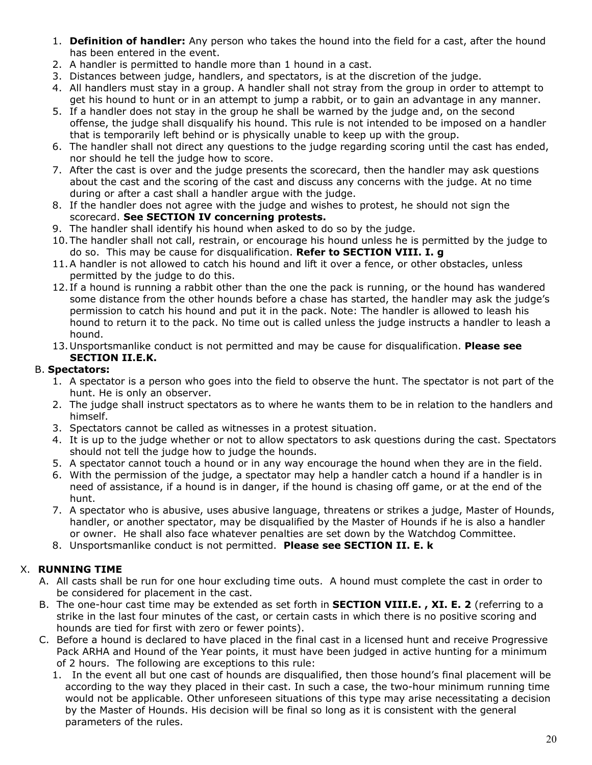1. **Definition of handler:** Any person who takes the hound into the field for a cast, after the hound has been entered in the event.
2. A handler is permitted to handle more than 1 hound in a cast.
3. Distances between judge, handlers, and spectators, is at the discretion of the judge.
4. All handlers must stay in a group. A handler shall not stray from the group in order to attempt to get his hound to hunt or in an attempt to jump a rabbit, or to gain an advantage in any manner.
5. If a handler does not stay in the group he shall be warned by the judge and, on the second offense, the judge shall disqualify his hound. This rule is not intended to be imposed on a handler that is temporarily left behind or is physically unable to keep up with the group.
6. The handler shall not direct any questions to the judge regarding scoring until the cast has ended, nor should he tell the judge how to score.
7. After the cast is over and the judge presents the scorecard, then the handler may ask questions about the cast and the scoring of the cast and discuss any concerns with the judge. At no time during or after a cast shall a handler argue with the judge.
8. If the handler does not agree with the judge and wishes to protest, he should not sign the scorecard. **See SECTION IV concerning protests.**
9. The handler shall identify his hound when asked to do so by the judge.
10. The handler shall not call, restrain, or encourage his hound unless he is permitted by the judge to do so. This may be cause for disqualification. **Refer to SECTION VIII. I. g**
11. A handler is not allowed to catch his hound and lift it over a fence, or other obstacles, unless permitted by the judge to do this.
12. If a hound is running a rabbit other than the one the pack is running, or the hound has wandered some distance from the other hounds before a chase has started, the handler may ask the judge's permission to catch his hound and put it in the pack. Note: The handler is allowed to leash his hound to return it to the pack. No time out is called unless the judge instructs a handler to leash a hound.
13. Unsportsmanlike conduct is not permitted and may be cause for disqualification. **Please see SECTION II.E.K.**

B. **Spectators:**

1. A spectator is a person who goes into the field to observe the hunt. The spectator is not part of the hunt. He is only an observer.
2. The judge shall instruct spectators as to where he wants them to be in relation to the handlers and himself.
3. Spectators cannot be called as witnesses in a protest situation.
4. It is up to the judge whether or not to allow spectators to ask questions during the cast. Spectators should not tell the judge how to judge the hounds.
5. A spectator cannot touch a hound or in any way encourage the hound when they are in the field.
6. With the permission of the judge, a spectator may help a handler catch a hound if a handler is in need of assistance, if a hound is in danger, if the hound is chasing off game, or at the end of the hunt.
7. A spectator who is abusive, uses abusive language, threatens or strikes a judge, Master of Hounds, handler, or another spectator, may be disqualified by the Master of Hounds if he is also a handler or owner. He shall also face whatever penalties are set down by the Watchdog Committee.
8. Unsportsmanlike conduct is not permitted. **Please see SECTION II. E. k**

## X. RUNNING TIME

A. All casts shall be run for one hour excluding time outs. A hound must complete the cast in order to be considered for placement in the cast.

B. The one-hour cast time may be extended as set forth in **SECTION VIII.E. , XI. E. 2** (referring to a strike in the last four minutes of the cast, or certain casts in which there is no positive scoring and hounds are tied for first with zero or fewer points).

C. Before a hound is declared to have placed in the final cast in a licensed hunt and receive Progressive Pack ARHA and Hound of the Year points, it must have been judged in active hunting for a minimum of 2 hours. The following are exceptions to this rule:

1. In the event all but one cast of hounds are disqualified, then those hound's final placement will be according to the way they placed in their cast. In such a case, the two-hour minimum running time would not be applicable. Other unforeseen situations of this type may arise necessitating a decision by the Master of Hounds. His decision will be final so long as it is consistent with the general parameters of the rules.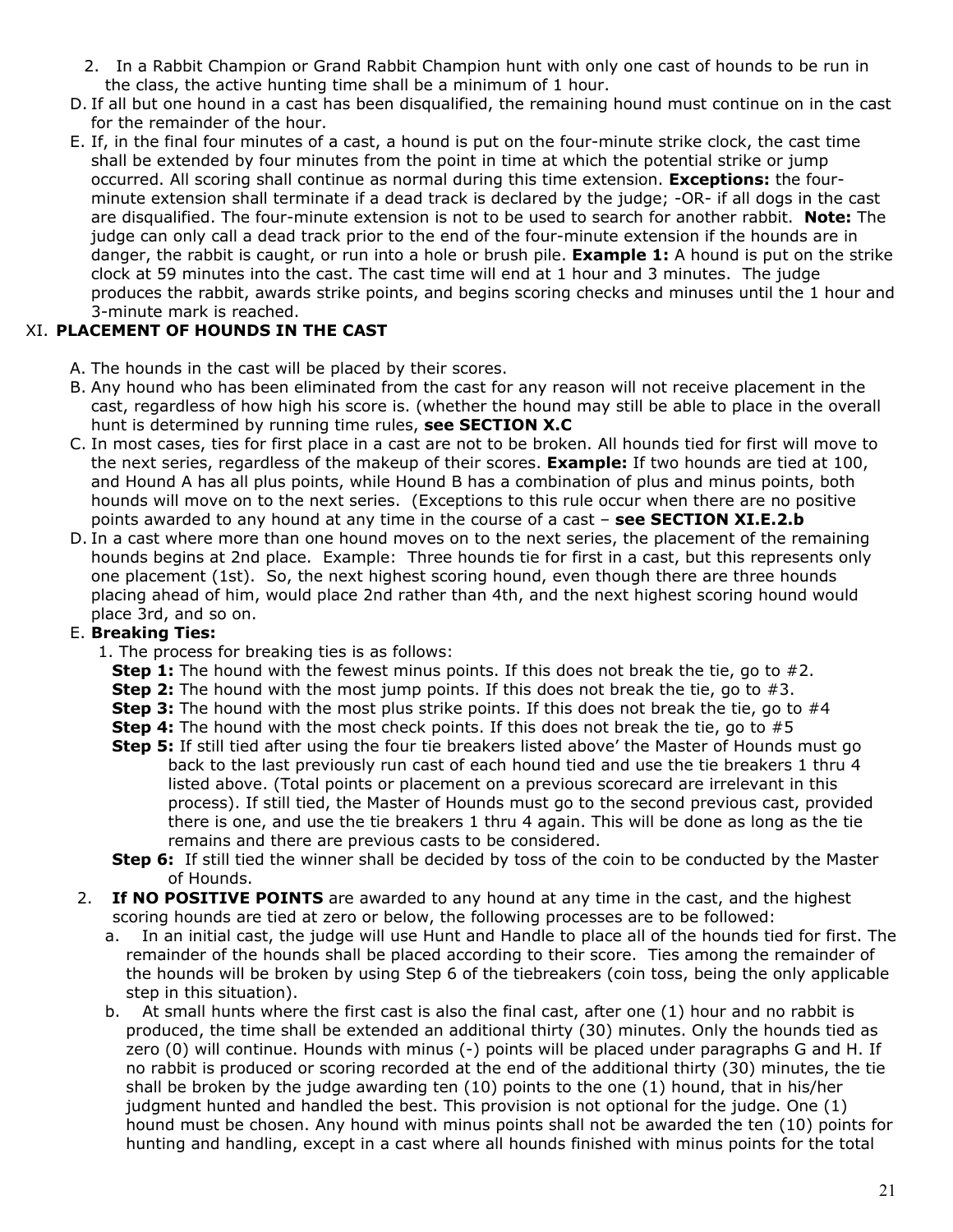2. In a Rabbit Champion or Grand Rabbit Champion hunt with only one cast of hounds to be run in the class, the active hunting time shall be a minimum of 1 hour.

D. If all but one hound in a cast has been disqualified, the remaining hound must continue on in the cast for the remainder of the hour.

E. If, in the final four minutes of a cast, a hound is put on the four-minute strike clock, the cast time shall be extended by four minutes from the point in time at which the potential strike or jump occurred. All scoring shall continue as normal during this time extension. **Exceptions:** the four-minute extension shall terminate if a dead track is declared by the judge; -OR- if all dogs in the cast are disqualified. The four-minute extension is not to be used to search for another rabbit. **Note:** The judge can only call a dead track prior to the end of the four-minute extension if the hounds are in danger, the rabbit is caught, or run into a hole or brush pile. **Example 1:** A hound is put on the strike clock at 59 minutes into the cast. The cast time will end at 1 hour and 3 minutes. The judge produces the rabbit, awards strike points, and begins scoring checks and minuses until the 1 hour and 3-minute mark is reached.

## XI. PLACEMENT OF HOUNDS IN THE CAST

A. The hounds in the cast will be placed by their scores.

B. Any hound who has been eliminated from the cast for any reason will not receive placement in the cast, regardless of how high his score is. (whether the hound may still be able to place in the overall hunt is determined by running time rules, **see SECTION X.C**

C. In most cases, ties for first place in a cast are not to be broken. All hounds tied for first will move to the next series, regardless of the makeup of their scores. **Example:** If two hounds are tied at 100, and Hound A has all plus points, while Hound B has a combination of plus and minus points, both hounds will move on to the next series. (Exceptions to this rule occur when there are no positive points awarded to any hound at any time in the course of a cast – **see SECTION XI.E.2.b**

D. In a cast where more than one hound moves on to the next series, the placement of the remaining hounds begins at 2nd place. Example: Three hounds tie for first in a cast, but this represents only one placement (1st). So, the next highest scoring hound, even though there are three hounds placing ahead of him, would place 2nd rather than 4th, and the next highest scoring hound would place 3rd, and so on.

E. **Breaking Ties:**

1. The process for breaking ties is as follows:

   **Step 1:** The hound with the fewest minus points. If this does not break the tie, go to #2.

   **Step 2:** The hound with the most jump points. If this does not break the tie, go to #3.

   **Step 3:** The hound with the most plus strike points. If this does not break the tie, go to #4

   **Step 4:** The hound with the most check points. If this does not break the tie, go to #5

   **Step 5:** If still tied after using the four tie breakers listed above' the Master of Hounds must go back to the last previously run cast of each hound tied and use the tie breakers 1 thru 4 listed above. (Total points or placement on a previous scorecard are irrelevant in this process). If still tied, the Master of Hounds must go to the second previous cast, provided there is one, and use the tie breakers 1 thru 4 again. This will be done as long as the tie remains and there are previous casts to be considered.

   **Step 6:** If still tied the winner shall be decided by toss of the coin to be conducted by the Master of Hounds.

2. **If NO POSITIVE POINTS** are awarded to any hound at any time in the cast, and the highest scoring hounds are tied at zero or below, the following processes are to be followed:

   a. In an initial cast, the judge will use Hunt and Handle to place all of the hounds tied for first. The remainder of the hounds shall be placed according to their score. Ties among the remainder of the hounds will be broken by using Step 6 of the tiebreakers (coin toss, being the only applicable step in this situation).

   b. At small hunts where the first cast is also the final cast, after one (1) hour and no rabbit is produced, the time shall be extended an additional thirty (30) minutes. Only the hounds tied as zero (0) will continue. Hounds with minus (-) points will be placed under paragraphs G and H. If no rabbit is produced or scoring recorded at the end of the additional thirty (30) minutes, the tie shall be broken by the judge awarding ten (10) points to the one (1) hound, that in his/her judgment hunted and handled the best. This provision is not optional for the judge. One (1) hound must be chosen. Any hound with minus points shall not be awarded the ten (10) points for hunting and handling, except in a cast where all hounds finished with minus points for the total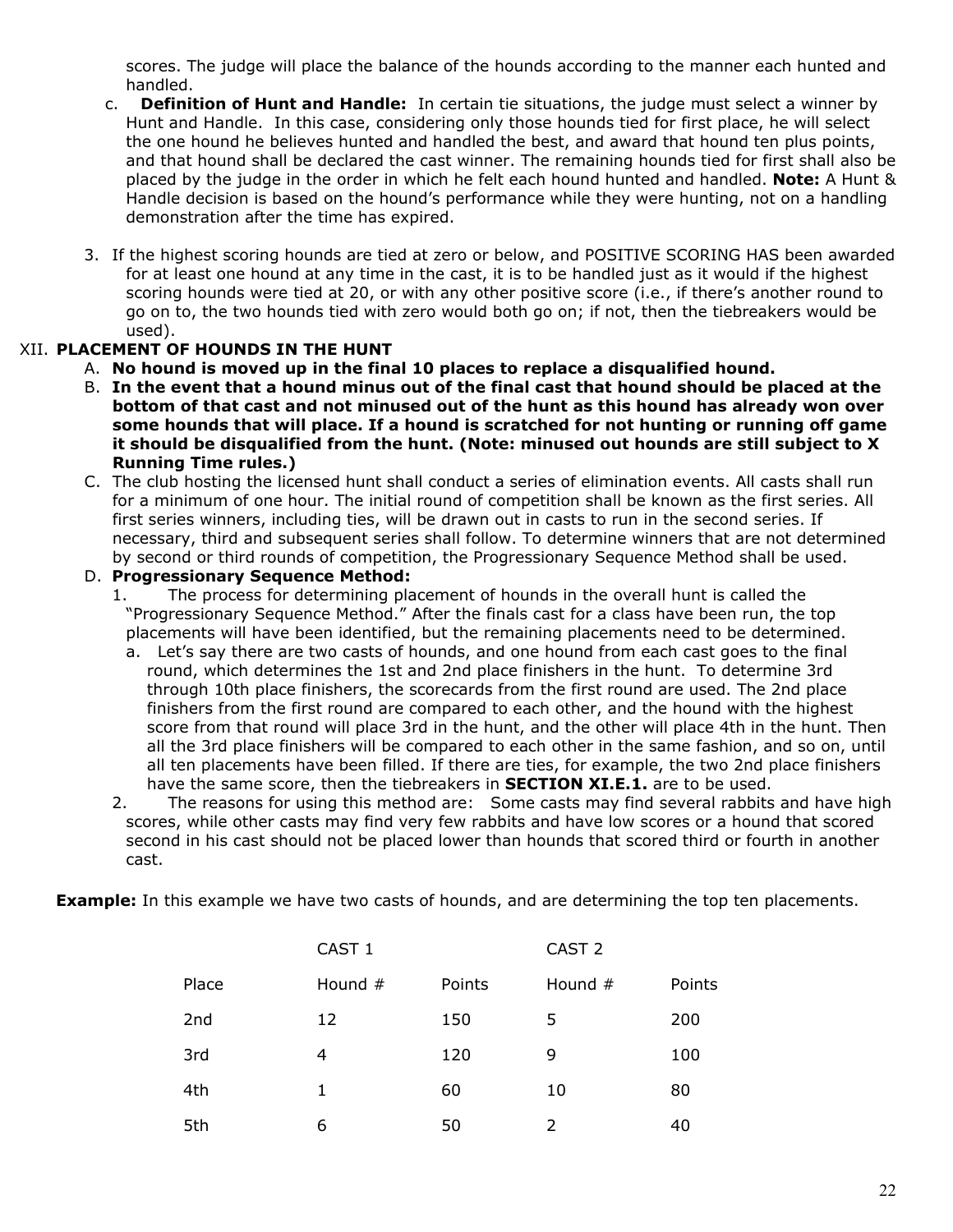scores. The judge will place the balance of the hounds according to the manner each hunted and handled.

c. **Definition of Hunt and Handle:** In certain tie situations, the judge must select a winner by Hunt and Handle. In this case, considering only those hounds tied for first place, he will select the one hound he believes hunted and handled the best, and award that hound ten plus points, and that hound shall be declared the cast winner. The remaining hounds tied for first shall also be placed by the judge in the order in which he felt each hound hunted and handled. **Note:** A Hunt & Handle decision is based on the hound's performance while they were hunting, not on a handling demonstration after the time has expired.

3. If the highest scoring hounds are tied at zero or below, and POSITIVE SCORING HAS been awarded for at least one hound at any time in the cast, it is to be handled just as it would if the highest scoring hounds were tied at 20, or with any other positive score (i.e., if there's another round to go on to, the two hounds tied with zero would both go on; if not, then the tiebreakers would be used).

## XII. PLACEMENT OF HOUNDS IN THE HUNT

A. **No hound is moved up in the final 10 places to replace a disqualified hound.**

B. **In the event that a hound minus out of the final cast that hound should be placed at the bottom of that cast and not minused out of the hunt as this hound has already won over some hounds that will place. If a hound is scratched for not hunting or running off game it should be disqualified from the hunt. (Note: minused out hounds are still subject to X Running Time rules.)**

C. The club hosting the licensed hunt shall conduct a series of elimination events. All casts shall run for a minimum of one hour. The initial round of competition shall be known as the first series. All first series winners, including ties, will be drawn out in casts to run in the second series. If necessary, third and subsequent series shall follow. To determine winners that are not determined by second or third rounds of competition, the Progressionary Sequence Method shall be used.

D. **Progressionary Sequence Method:**

1. The process for determining placement of hounds in the overall hunt is called the "Progressionary Sequence Method." After the finals cast for a class have been run, the top placements will have been identified, but the remaining placements need to be determined.
   a. Let's say there are two casts of hounds, and one hound from each cast goes to the final round, which determines the 1st and 2nd place finishers in the hunt. To determine 3rd through 10th place finishers, the scorecards from the first round are used. The 2nd place finishers from the first round are compared to each other, and the hound with the highest score from that round will place 3rd in the hunt, and the other will place 4th in the hunt. Then all the 3rd place finishers will be compared to each other in the same fashion, and so on, until all ten placements have been filled. If there are ties, for example, the two 2nd place finishers have the same score, then the tiebreakers in **SECTION XI.E.1.** are to be used.
2. The reasons for using this method are: Some casts may find several rabbits and have high scores, while other casts may find very few rabbits and have low scores or a hound that scored second in his cast should not be placed lower than hounds that scored third or fourth in another cast.

**Example:** In this example we have two casts of hounds, and are determining the top ten placements.

| | CAST 1 | | CAST 2 | |
|---|---|---|---|---|
| Place | Hound # | Points | Hound # | Points |
| 2nd | 12 | 150 | 5 | 200 |
| 3rd | 4 | 120 | 9 | 100 |
| 4th | 1 | 60 | 10 | 80 |
| 5th | 6 | 50 | 2 | 40 |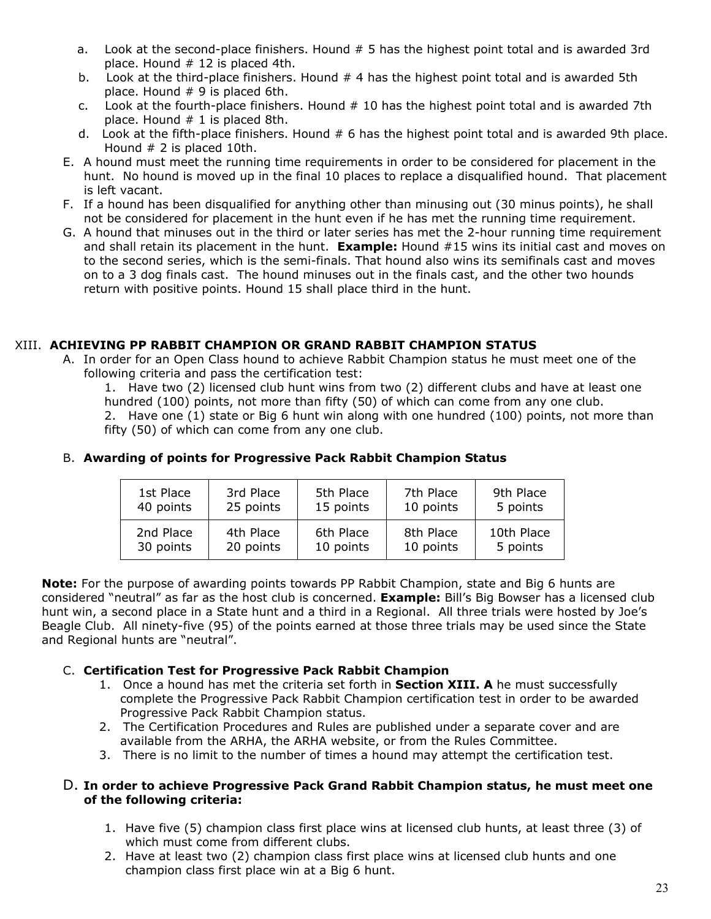a. Look at the second-place finishers. Hound # 5 has the highest point total and is awarded 3rd place. Hound # 12 is placed 4th.
b. Look at the third-place finishers. Hound # 4 has the highest point total and is awarded 5th place. Hound # 9 is placed 6th.
c. Look at the fourth-place finishers. Hound # 10 has the highest point total and is awarded 7th place. Hound # 1 is placed 8th.
d. Look at the fifth-place finishers. Hound # 6 has the highest point total and is awarded 9th place. Hound # 2 is placed 10th.

E. A hound must meet the running time requirements in order to be considered for placement in the hunt. No hound is moved up in the final 10 places to replace a disqualified hound. That placement is left vacant.

F. If a hound has been disqualified for anything other than minusing out (30 minus points), he shall not be considered for placement in the hunt even if he has met the running time requirement.

G. A hound that minuses out in the third or later series has met the 2-hour running time requirement and shall retain its placement in the hunt. **Example:** Hound #15 wins its initial cast and moves on to the second series, which is the semi-finals. That hound also wins its semifinals cast and moves on to a 3 dog finals cast. The hound minuses out in the finals cast, and the other two hounds return with positive points. Hound 15 shall place third in the hunt.

## XIII. ACHIEVING PP RABBIT CHAMPION OR GRAND RABBIT CHAMPION STATUS

A. In order for an Open Class hound to achieve Rabbit Champion status he must meet one of the following criteria and pass the certification test:

1. Have two (2) licensed club hunt wins from two (2) different clubs and have at least one hundred (100) points, not more than fifty (50) of which can come from any one club.
2. Have one (1) state or Big 6 hunt win along with one hundred (100) points, not more than fifty (50) of which can come from any one club.

B. **Awarding of points for Progressive Pack Rabbit Champion Status**

| 1st Place 40 points | 3rd Place 25 points | 5th Place 15 points | 7th Place 10 points | 9th Place 5 points |
|---|---|---|---|---|
| 2nd Place 30 points | 4th Place 20 points | 6th Place 10 points | 8th Place 10 points | 10th Place 5 points |

**Note:** For the purpose of awarding points towards PP Rabbit Champion, state and Big 6 hunts are considered "neutral" as far as the host club is concerned. **Example:** Bill's Big Bowser has a licensed club hunt win, a second place in a State hunt and a third in a Regional. All three trials were hosted by Joe's Beagle Club. All ninety-five (95) of the points earned at those three trials may be used since the State and Regional hunts are "neutral".

C. **Certification Test for Progressive Pack Rabbit Champion**

1. Once a hound has met the criteria set forth in **Section XIII. A** he must successfully complete the Progressive Pack Rabbit Champion certification test in order to be awarded Progressive Pack Rabbit Champion status.
2. The Certification Procedures and Rules are published under a separate cover and are available from the ARHA, the ARHA website, or from the Rules Committee.
3. There is no limit to the number of times a hound may attempt the certification test.

D. **In order to achieve Progressive Pack Grand Rabbit Champion status, he must meet one of the following criteria:**

1. Have five (5) champion class first place wins at licensed club hunts, at least three (3) of which must come from different clubs.
2. Have at least two (2) champion class first place wins at licensed club hunts and one champion class first place win at a Big 6 hunt.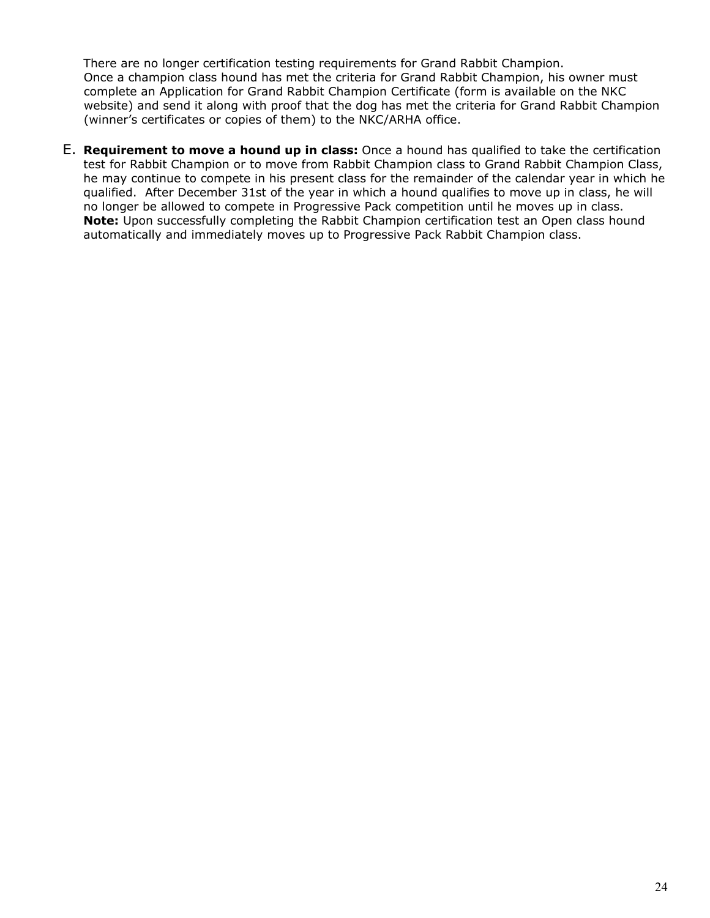There are no longer certification testing requirements for Grand Rabbit Champion.
Once a champion class hound has met the criteria for Grand Rabbit Champion, his owner must complete an Application for Grand Rabbit Champion Certificate (form is available on the NKC website) and send it along with proof that the dog has met the criteria for Grand Rabbit Champion (winner's certificates or copies of them) to the NKC/ARHA office.

E. **Requirement to move a hound up in class:** Once a hound has qualified to take the certification test for Rabbit Champion or to move from Rabbit Champion class to Grand Rabbit Champion Class, he may continue to compete in his present class for the remainder of the calendar year in which he qualified. After December 31st of the year in which a hound qualifies to move up in class, he will no longer be allowed to compete in Progressive Pack competition until he moves up in class. **Note:** Upon successfully completing the Rabbit Champion certification test an Open class hound automatically and immediately moves up to Progressive Pack Rabbit Champion class.